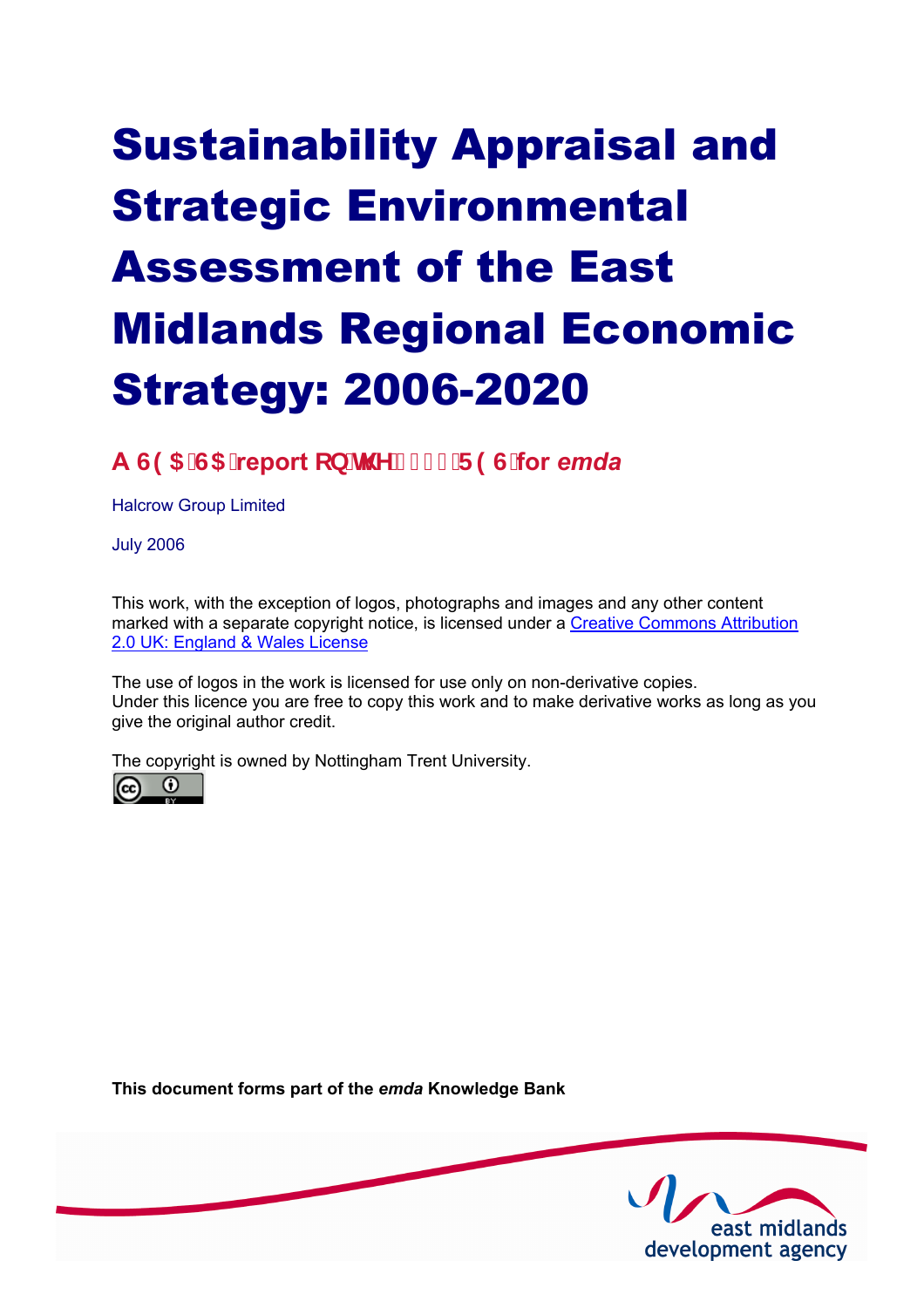# Sustainability Appraisal and Strategic Environmental Assessment of the East Midlands Regional Economic Strategy: 2006-2020

## A 6($ 6$ report RQ WKH 5(6 for *emda*

Halcrow Group Limited

July 2006

This work, with the exception of logos, photographs and images and any other content marked with a separate copyright notice, is licensed under a Creative Commons Attribution 2.0 UK: England & Wales License

The use of logos in the work is licensed for use only on non-derivative copies. Under this licence you are free to copy this work and to make derivative works as long as you give the original author credit.

The copyright is owned by Nottingham Trent University.

**This document forms part of the *emda* Knowledge Bank**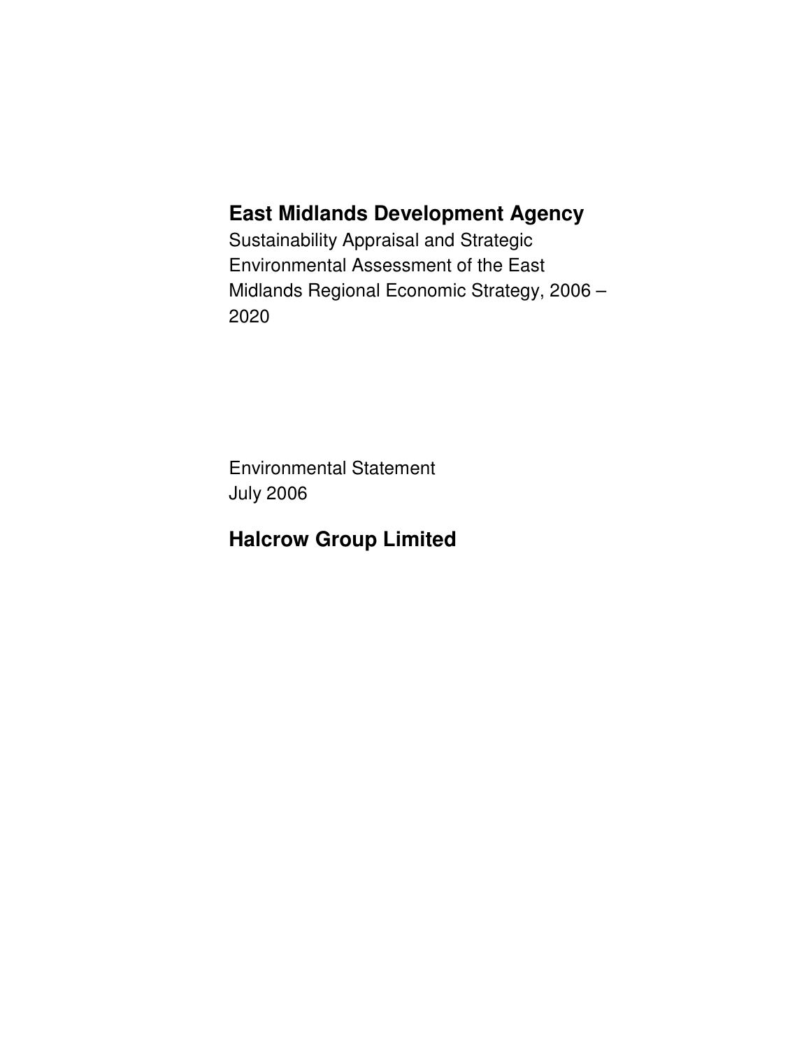# East Midlands Development Agency

Sustainability Appraisal and Strategic Environmental Assessment of the East Midlands Regional Economic Strategy, 2006 – 2020

Environmental Statement
July 2006

## Halcrow Group Limited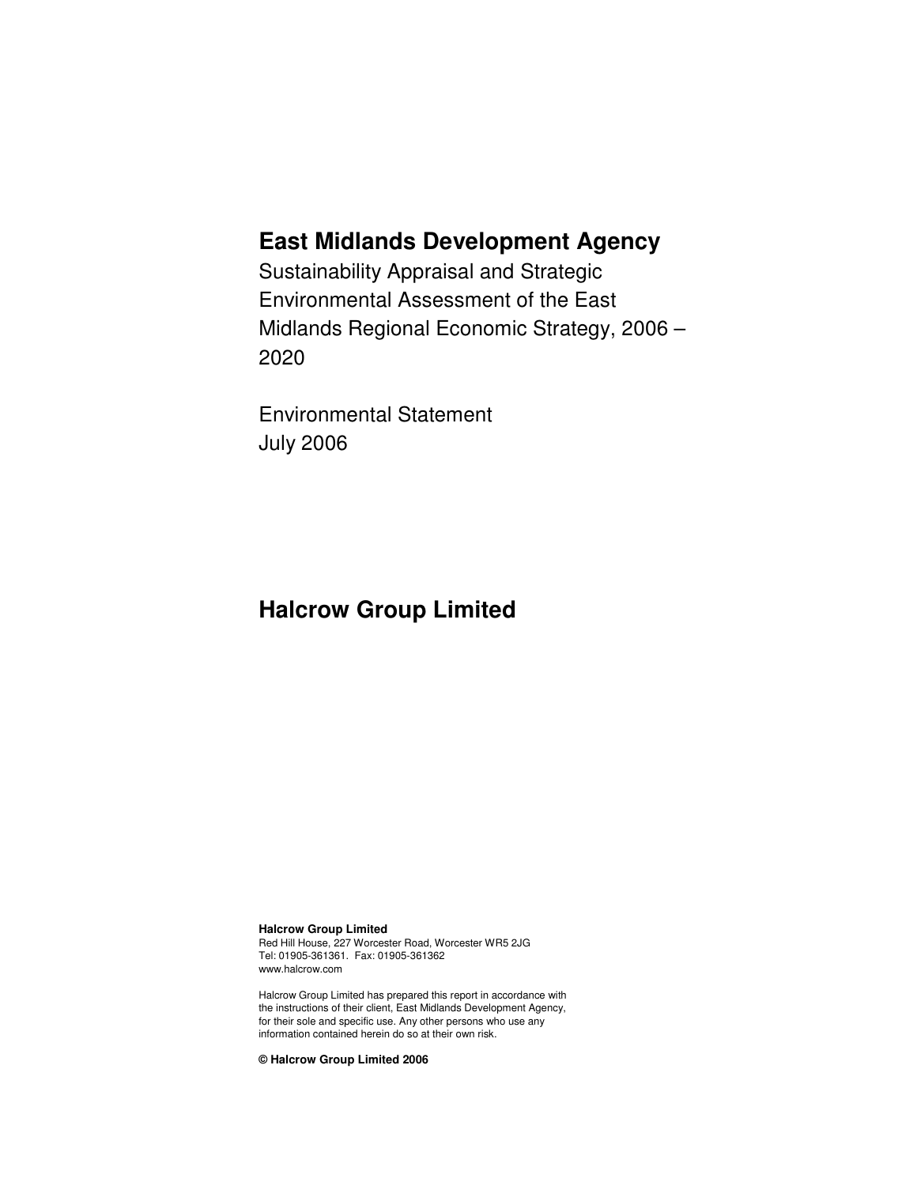# East Midlands Development Agency

Sustainability Appraisal and Strategic Environmental Assessment of the East Midlands Regional Economic Strategy, 2006 – 2020

Environmental Statement
July 2006

# Halcrow Group Limited

**Halcrow Group Limited**
Red Hill House, 227 Worcester Road, Worcester WR5 2JG
Tel: 01905-361361. Fax: 01905-361362
www.halcrow.com

Halcrow Group Limited has prepared this report in accordance with the instructions of their client, East Midlands Development Agency, for their sole and specific use. Any other persons who use any information contained herein do so at their own risk.

**© Halcrow Group Limited 2006**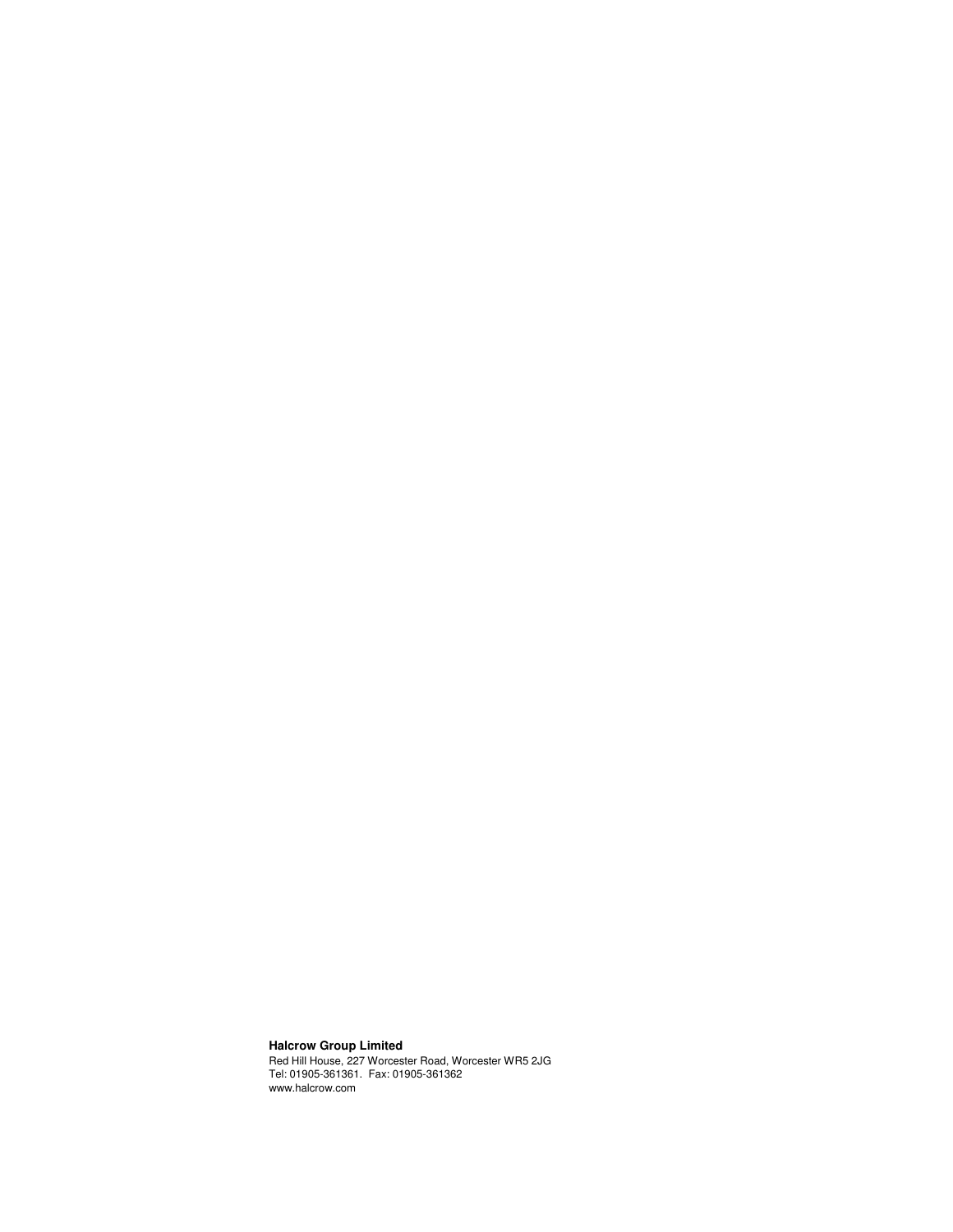**Halcrow Group Limited**

Red Hill House, 227 Worcester Road, Worcester WR5 2JG

Tel: 01905-361361. Fax: 01905-361362

www.halcrow.com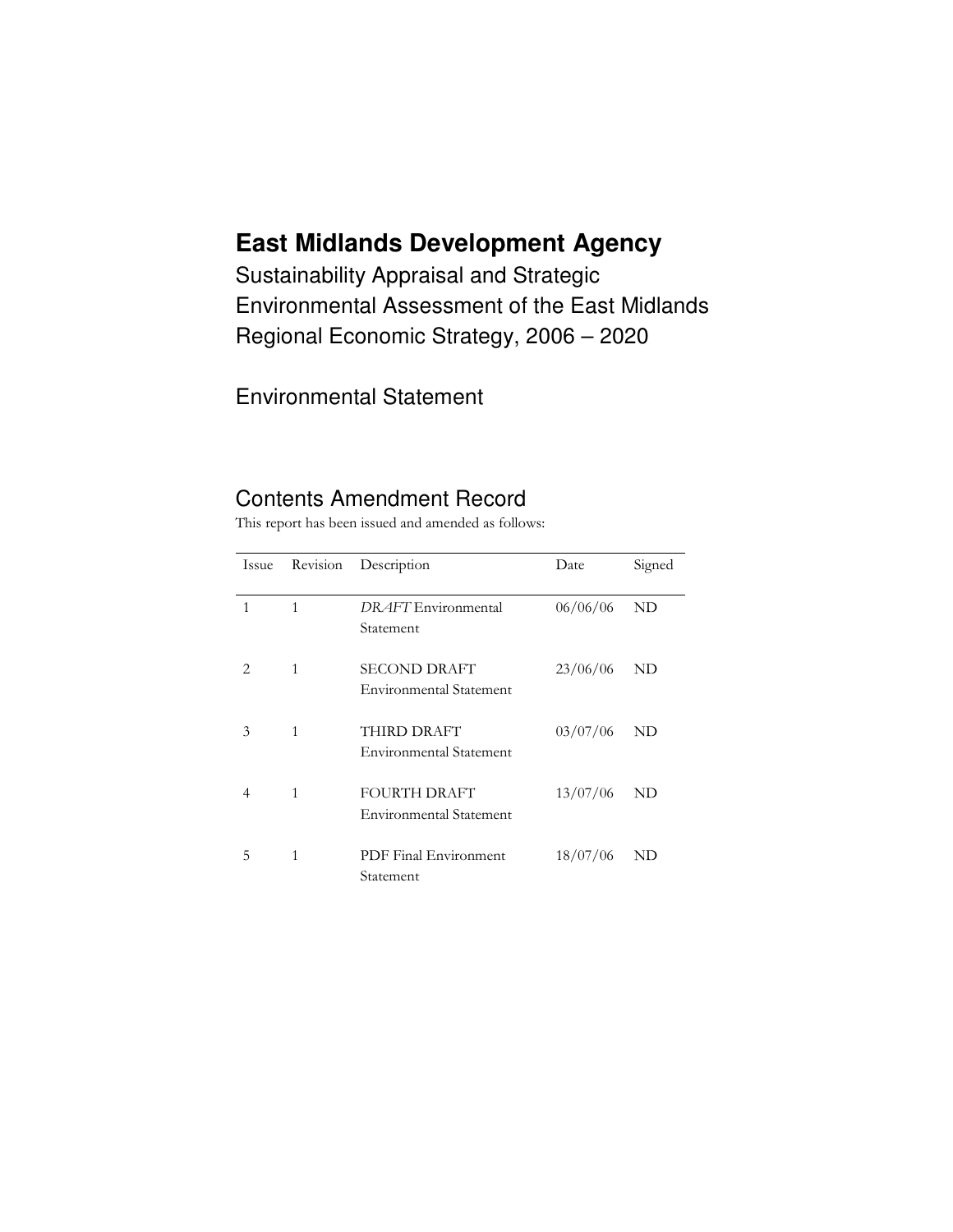# East Midlands Development Agency

Sustainability Appraisal and Strategic Environmental Assessment of the East Midlands Regional Economic Strategy, 2006 – 2020

Environmental Statement

## Contents Amendment Record

This report has been issued and amended as follows:

| Issue | Revision | Description | Date | Signed |
|---|---|---|---|---|
| 1 | 1 | *DRAFT* Environmental Statement | 06/06/06 | ND |
| 2 | 1 | SECOND DRAFT Environmental Statement | 23/06/06 | ND |
| 3 | 1 | THIRD DRAFT Environmental Statement | 03/07/06 | ND |
| 4 | 1 | FOURTH DRAFT Environmental Statement | 13/07/06 | ND |
| 5 | 1 | PDF Final Environment Statement | 18/07/06 | ND |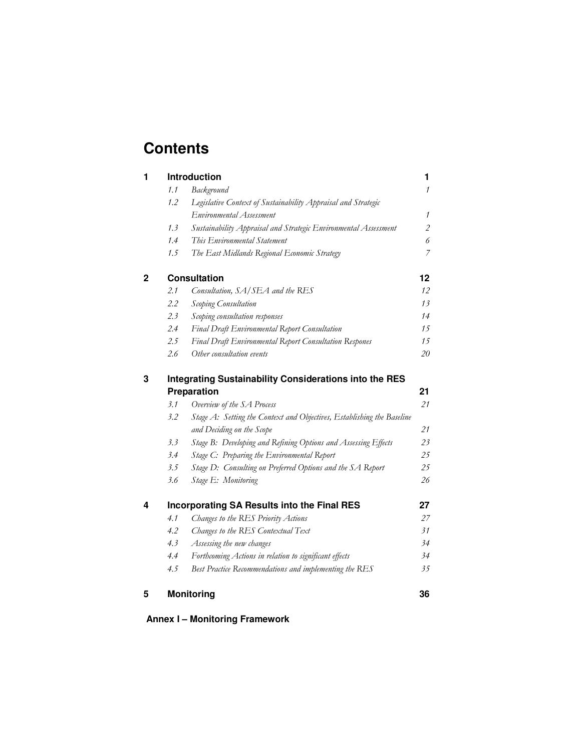# Contents

| | | | |
|---|---|---|---|
| **1** | **Introduction** | | **1** |
| | *1.1* | *Background* | *1* |
| | *1.2* | *Legislative Context of Sustainability Appraisal and Strategic Environmental Assessment* | *1* |
| | *1.3* | *Sustainability Appraisal and Strategic Environmental Assessment* | *2* |
| | *1.4* | *This Environmental Statement* | *6* |
| | *1.5* | *The East Midlands Regional Economic Strategy* | *7* |
| **2** | **Consultation** | | **12** |
| | *2.1* | *Consultation, SA/SEA and the RES* | *12* |
| | *2.2* | *Scoping Consultation* | *13* |
| | *2.3* | *Scoping consultation responses* | *14* |
| | *2.4* | *Final Draft Environmental Report Consultation* | *15* |
| | *2.5* | *Final Draft Environmental Report Consultation Respones* | *15* |
| | *2.6* | *Other consultation events* | *20* |
| **3** | **Integrating Sustainability Considerations into the RES Preparation** | | **21** |
| | *3.1* | *Overview of the SA Process* | *21* |
| | *3.2* | *Stage A: Setting the Context and Objectives, Establishing the Baseline and Deciding on the Scope* | *21* |
| | *3.3* | *Stage B: Developing and Refining Options and Assessing Effects* | *23* |
| | *3.4* | *Stage C: Preparing the Environmental Report* | *25* |
| | *3.5* | *Stage D: Consulting on Preferred Options and the SA Report* | *25* |
| | *3.6* | *Stage E: Monitoring* | *26* |
| **4** | **Incorporating SA Results into the Final RES** | | **27** |
| | *4.1* | *Changes to the RES Priority Actions* | *27* |
| | *4.2* | *Changes to the RES Contextual Text* | *31* |
| | *4.3* | *Assessing the new changes* | *34* |
| | *4.4* | *Forthcoming Actions in relation to significant effects* | *34* |
| | *4.5* | *Best Practice Recommendations and implementing the RES* | *35* |
| **5** | **Monitoring** | | **36** |

**Annex I – Monitoring Framework**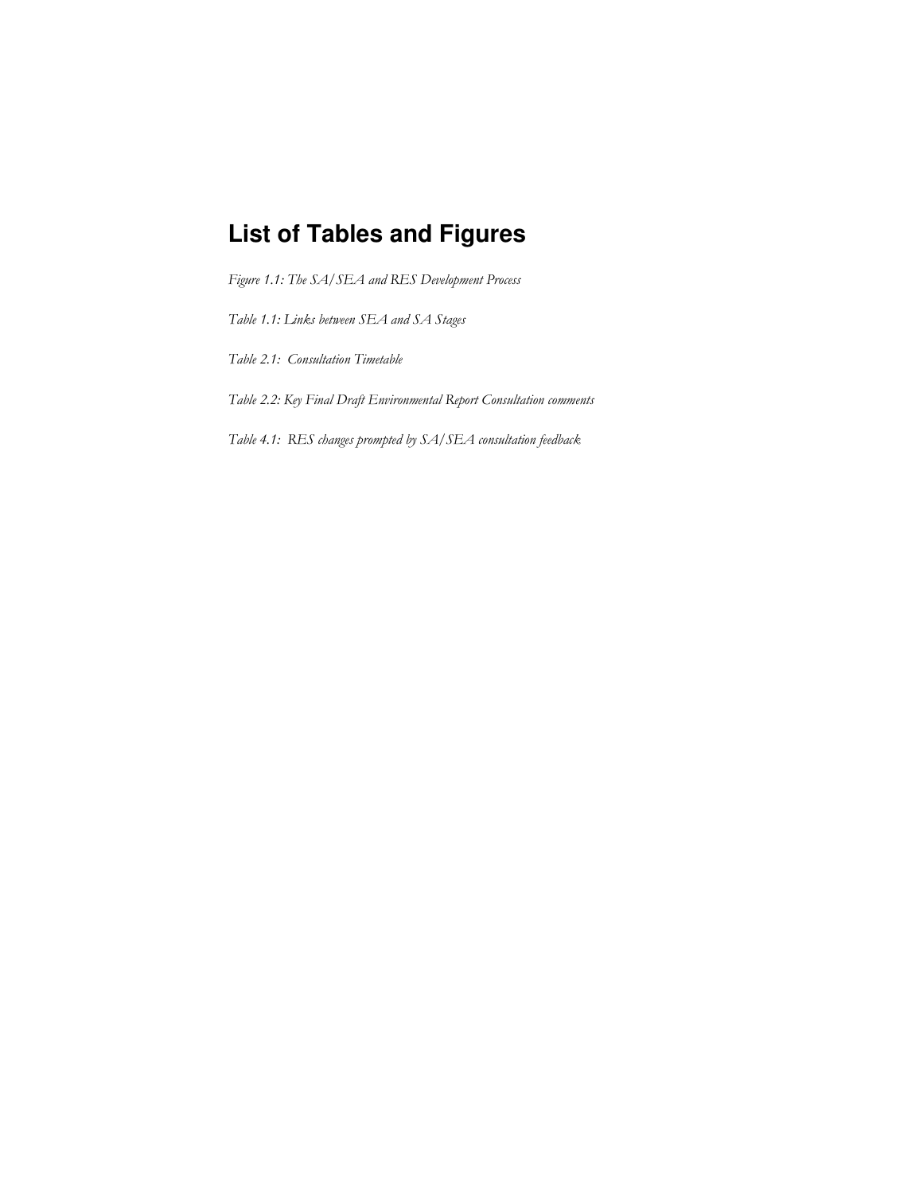# List of Tables and Figures

*Figure 1.1: The SA/SEA and RES Development Process*

*Table 1.1: Links between SEA and SA Stages*

*Table 2.1: Consultation Timetable*

*Table 2.2: Key Final Draft Environmental Report Consultation comments*

*Table 4.1: RES changes prompted by SA/SEA consultation feedback*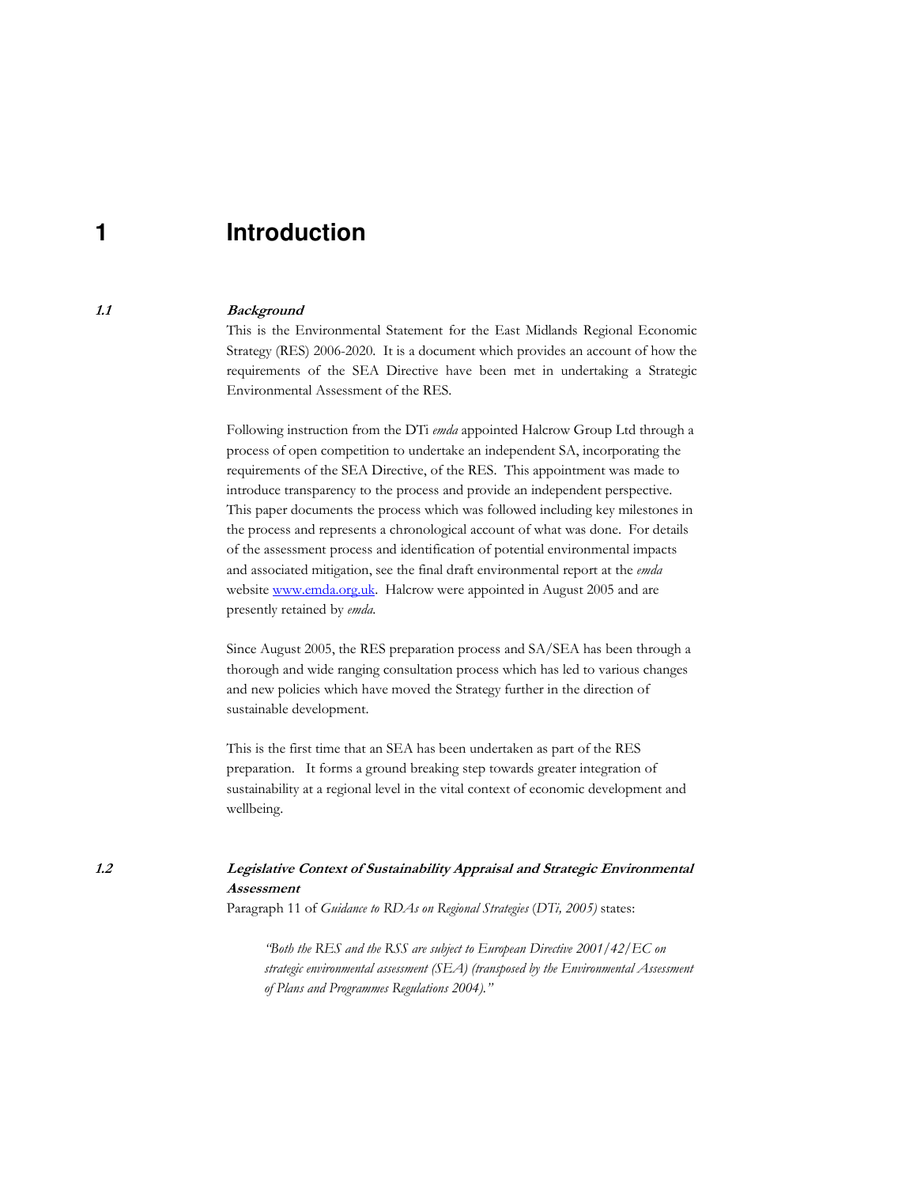# 1 Introduction

## 1.1 *Background*

This is the Environmental Statement for the East Midlands Regional Economic Strategy (RES) 2006-2020. It is a document which provides an account of how the requirements of the SEA Directive have been met in undertaking a Strategic Environmental Assessment of the RES.

Following instruction from the DTi *emda* appointed Halcrow Group Ltd through a process of open competition to undertake an independent SA, incorporating the requirements of the SEA Directive, of the RES. This appointment was made to introduce transparency to the process and provide an independent perspective. This paper documents the process which was followed including key milestones in the process and represents a chronological account of what was done. For details of the assessment process and identification of potential environmental impacts and associated mitigation, see the final draft environmental report at the *emda* website [www.emda.org.uk](http://www.emda.org.uk). Halcrow were appointed in August 2005 and are presently retained by *emda*.

Since August 2005, the RES preparation process and SA/SEA has been through a thorough and wide ranging consultation process which has led to various changes and new policies which have moved the Strategy further in the direction of sustainable development.

This is the first time that an SEA has been undertaken as part of the RES preparation. It forms a ground breaking step towards greater integration of sustainability at a regional level in the vital context of economic development and wellbeing.

## 1.2 *Legislative Context of Sustainability Appraisal and Strategic Environmental Assessment*

Paragraph 11 of *Guidance to RDAs on Regional Strategies* (*DTi, 2005*) states:

> *"Both the RES and the RSS are subject to European Directive 2001/42/EC on strategic environmental assessment (SEA) (transposed by the Environmental Assessment of Plans and Programmes Regulations 2004)."*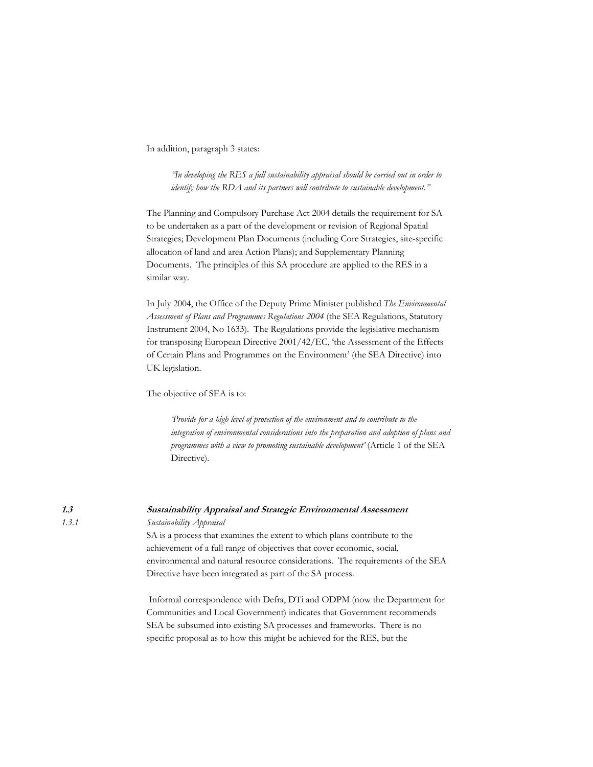In addition, paragraph 3 states:

> *"In developing the RES a full sustainability appraisal should be carried out in order to identify how the RDA and its partners will contribute to sustainable development."*

The Planning and Compulsory Purchase Act 2004 details the requirement for SA to be undertaken as a part of the development or revision of Regional Spatial Strategies; Development Plan Documents (including Core Strategies, site-specific allocation of land and area Action Plans); and Supplementary Planning Documents. The principles of this SA procedure are applied to the RES in a similar way.

In July 2004, the Office of the Deputy Prime Minister published *The Environmental Assessment of Plans and Programmes Regulations 2004* (the SEA Regulations, Statutory Instrument 2004, No 1633). The Regulations provide the legislative mechanism for transposing European Directive 2001/42/EC, 'the Assessment of the Effects of Certain Plans and Programmes on the Environment' (the SEA Directive) into UK legislation.

The objective of SEA is to:

> *'Provide for a high level of protection of the environment and to contribute to the integration of environmental considerations into the preparation and adoption of plans and programmes with a view to promoting sustainable development'* (Article 1 of the SEA Directive).

## 1.3 Sustainability Appraisal and Strategic Environmental Assessment

### 1.3.1 *Sustainability Appraisal*

SA is a process that examines the extent to which plans contribute to the achievement of a full range of objectives that cover economic, social, environmental and natural resource considerations. The requirements of the SEA Directive have been integrated as part of the SA process.

Informal correspondence with Defra, DTi and ODPM (now the Department for Communities and Local Government) indicates that Government recommends SEA be subsumed into existing SA processes and frameworks. There is no specific proposal as to how this might be achieved for the RES, but the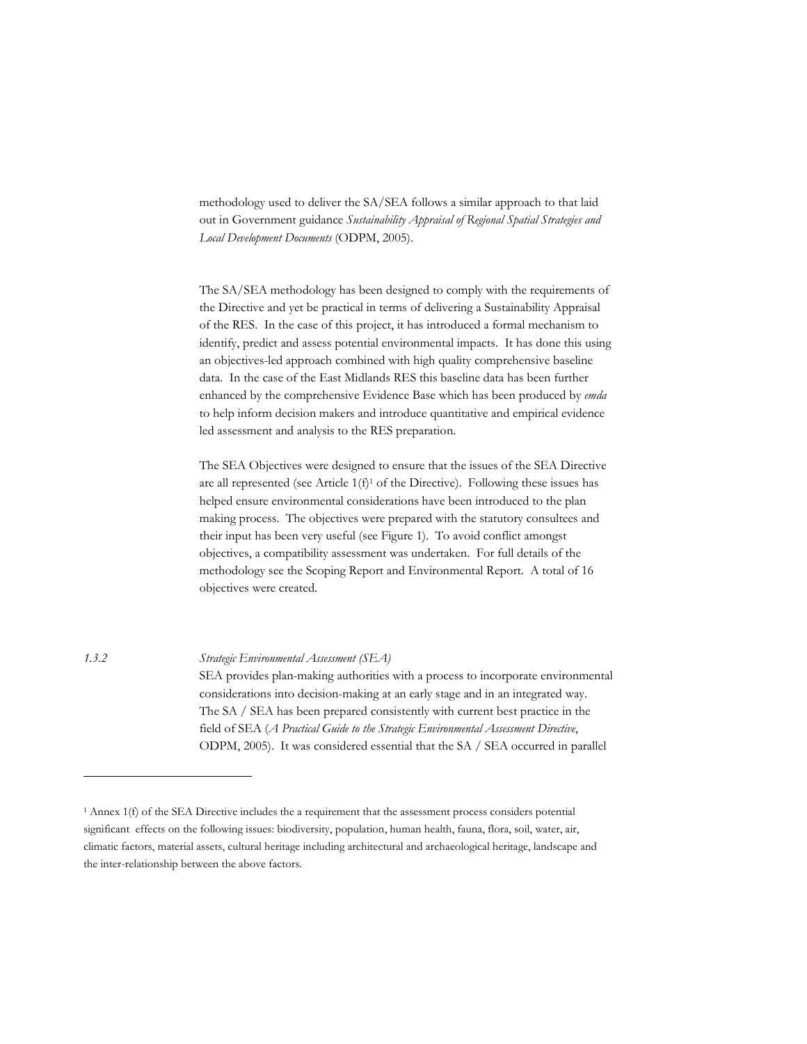methodology used to deliver the SA/SEA follows a similar approach to that laid out in Government guidance *Sustainability Appraisal of Regional Spatial Strategies and Local Development Documents* (ODPM, 2005).

The SA/SEA methodology has been designed to comply with the requirements of the Directive and yet be practical in terms of delivering a Sustainability Appraisal of the RES. In the case of this project, it has introduced a formal mechanism to identify, predict and assess potential environmental impacts. It has done this using an objectives-led approach combined with high quality comprehensive baseline data. In the case of the East Midlands RES this baseline data has been further enhanced by the comprehensive Evidence Base which has been produced by *emda* to help inform decision makers and introduce quantitative and empirical evidence led assessment and analysis to the RES preparation.

The SEA Objectives were designed to ensure that the issues of the SEA Directive are all represented (see Article 1(f)[1] of the Directive). Following these issues has helped ensure environmental considerations have been introduced to the plan making process. The objectives were prepared with the statutory consultees and their input has been very useful (see Figure 1). To avoid conflict amongst objectives, a compatibility assessment was undertaken. For full details of the methodology see the Scoping Report and Environmental Report. A total of 16 objectives were created.

### 1.3.2 *Strategic Environmental Assessment (SEA)*

SEA provides plan-making authorities with a process to incorporate environmental considerations into decision-making at an early stage and in an integrated way. The SA / SEA has been prepared consistently with current best practice in the field of SEA (*A Practical Guide to the Strategic Environmental Assessment Directive*, ODPM, 2005). It was considered essential that the SA / SEA occurred in parallel

---

[1] Annex 1(f) of the SEA Directive includes the a requirement that the assessment process considers potential significant effects on the following issues: biodiversity, population, human health, fauna, flora, soil, water, air, climatic factors, material assets, cultural heritage including architectural and archaeological heritage, landscape and the inter-relationship between the above factors.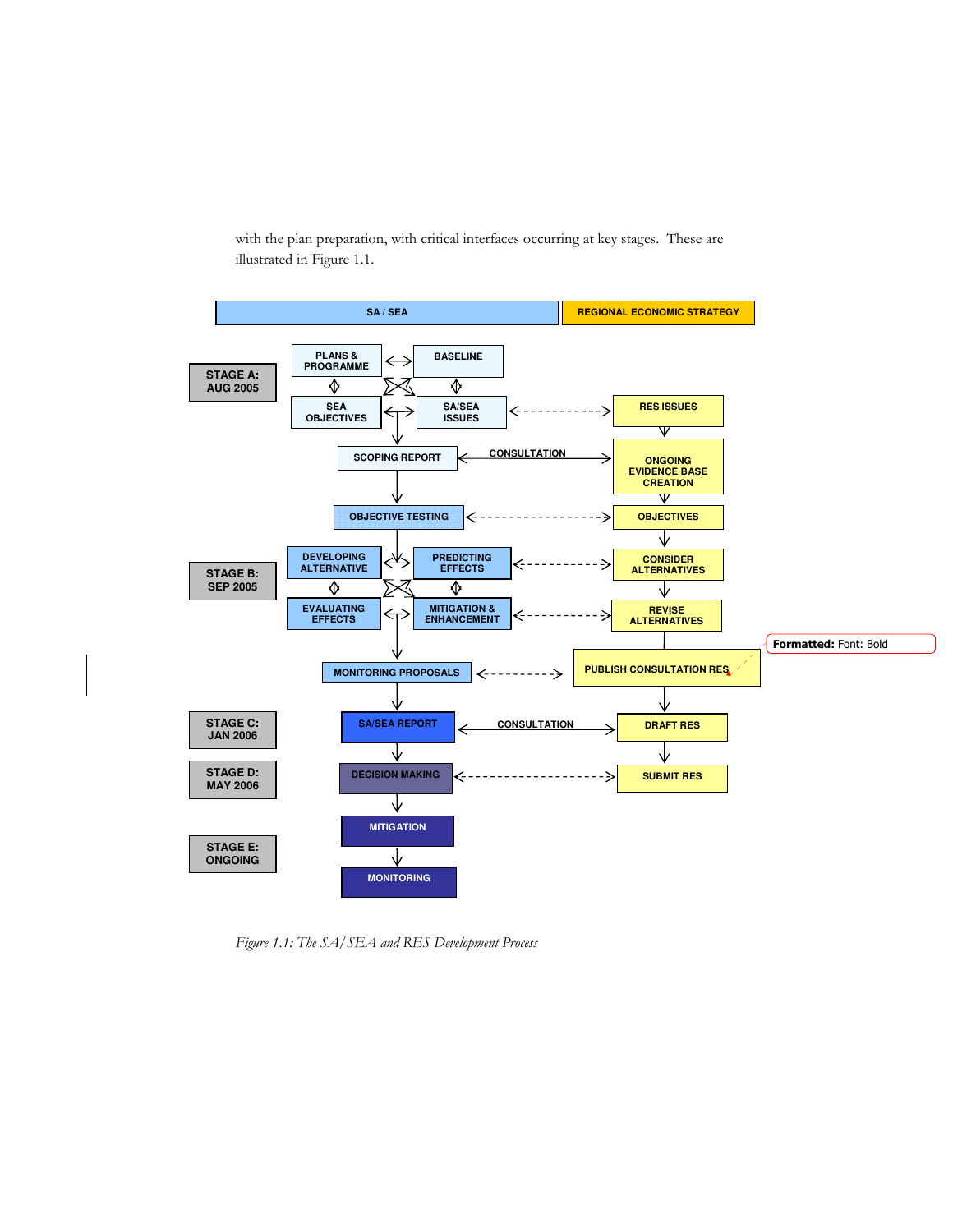with the plan preparation, with critical interfaces occurring at key stages. These are illustrated in Figure 1.1.

| | SA / SEA | | REGIONAL ECONOMIC STRATEGY |
|---|---|---|---|
| STAGE A: AUG 2005 | PLANS & PROGRAMME | BASELINE | |
| | SEA OBJECTIVES | SA/SEA ISSUES | RES ISSUES |
| | SCOPING REPORT | CONSULTATION | ONGOING EVIDENCE BASE CREATION |
| | OBJECTIVE TESTING | | OBJECTIVES |
| STAGE B: SEP 2005 | DEVELOPING ALTERNATIVE | PREDICTING EFFECTS | CONSIDER ALTERNATIVES |
| | EVALUATING EFFECTS | MITIGATION & ENHANCEMENT | REVISE ALTERNATIVES |
| | MONITORING PROPOSALS | | PUBLISH CONSULTATION RES |
| STAGE C: JAN 2006 | SA/SEA REPORT | CONSULTATION | DRAFT RES |
| STAGE D: MAY 2006 | DECISION MAKING | | SUBMIT RES |
| STAGE E: ONGOING | MITIGATION | | |
| | MONITORING | | |

*Figure 1.1: The SA/SEA and RES Development Process*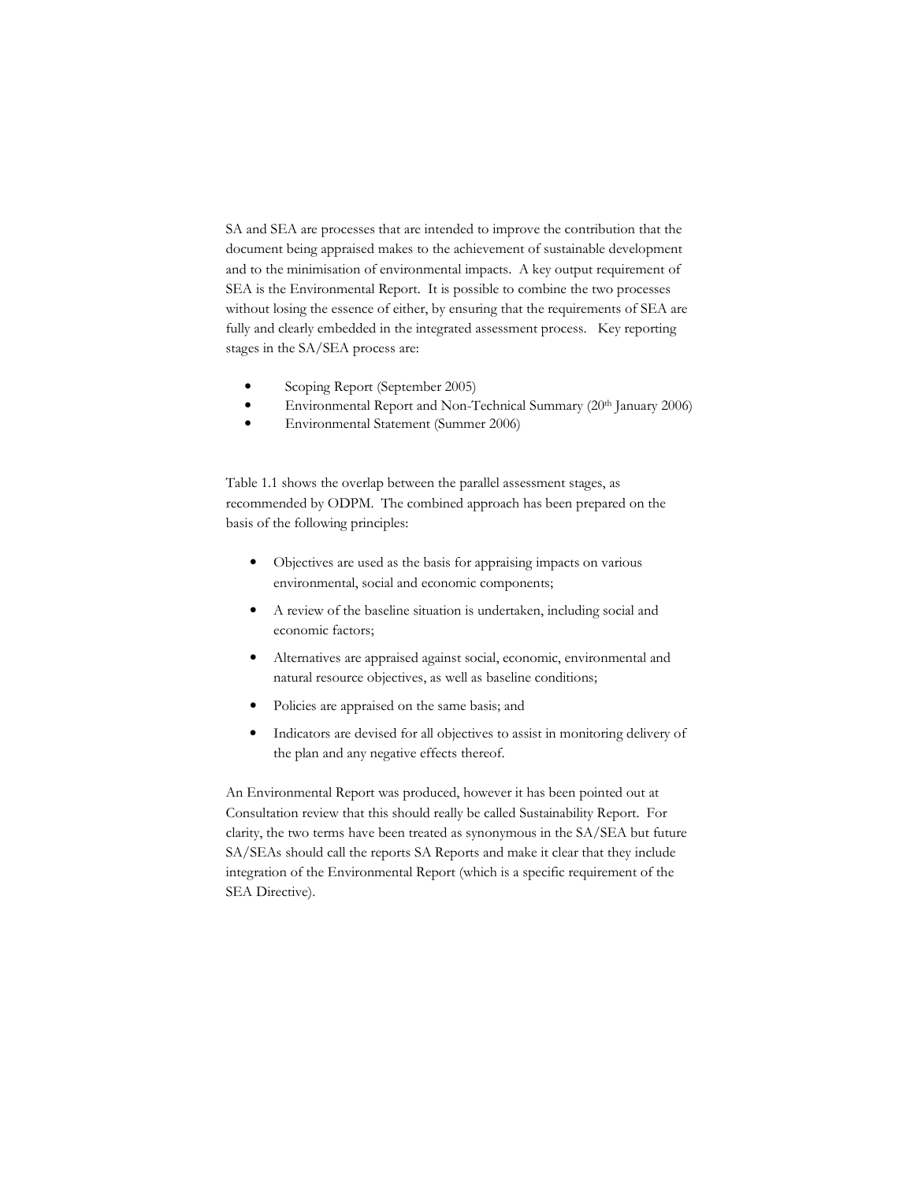SA and SEA are processes that are intended to improve the contribution that the document being appraised makes to the achievement of sustainable development and to the minimisation of environmental impacts. A key output requirement of SEA is the Environmental Report. It is possible to combine the two processes without losing the essence of either, by ensuring that the requirements of SEA are fully and clearly embedded in the integrated assessment process. Key reporting stages in the SA/SEA process are:

- Scoping Report (September 2005)
- Environmental Report and Non-Technical Summary (20th January 2006)
- Environmental Statement (Summer 2006)

Table 1.1 shows the overlap between the parallel assessment stages, as recommended by ODPM. The combined approach has been prepared on the basis of the following principles:

- Objectives are used as the basis for appraising impacts on various environmental, social and economic components;
- A review of the baseline situation is undertaken, including social and economic factors;
- Alternatives are appraised against social, economic, environmental and natural resource objectives, as well as baseline conditions;
- Policies are appraised on the same basis; and
- Indicators are devised for all objectives to assist in monitoring delivery of the plan and any negative effects thereof.

An Environmental Report was produced, however it has been pointed out at Consultation review that this should really be called Sustainability Report. For clarity, the two terms have been treated as synonymous in the SA/SEA but future SA/SEAs should call the reports SA Reports and make it clear that they include integration of the Environmental Report (which is a specific requirement of the SEA Directive).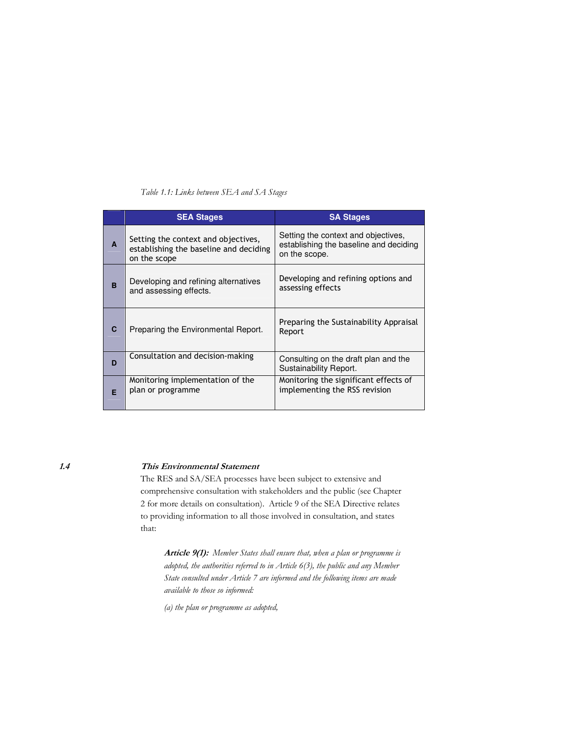*Table 1.1: Links between SEA and SA Stages*

| | SEA Stages | SA Stages |
|---|---|---|
| A | Setting the context and objectives, establishing the baseline and deciding on the scope | Setting the context and objectives, establishing the baseline and deciding on the scope. |
| B | Developing and refining alternatives and assessing effects. | Developing and refining options and assessing effects |
| C | Preparing the Environmental Report. | Preparing the Sustainability Appraisal Report |
| D | Consultation and decision-making | Consulting on the draft plan and the Sustainability Report. |
| E | Monitoring implementation of the plan or programme | Monitoring the significant effects of implementing the RSS revision |

## 1.4 *This Environmental Statement*

The RES and SA/SEA processes have been subject to extensive and comprehensive consultation with stakeholders and the public (see Chapter 2 for more details on consultation). Article 9 of the SEA Directive relates to providing information to all those involved in consultation, and states that:

> ***Article 9(1):*** *Member States shall ensure that, when a plan or programme is adopted, the authorities referred to in Article 6(3), the public and any Member State consulted under Article 7 are informed and the following items are made available to those so informed:*
>
> *(a) the plan or programme as adopted,*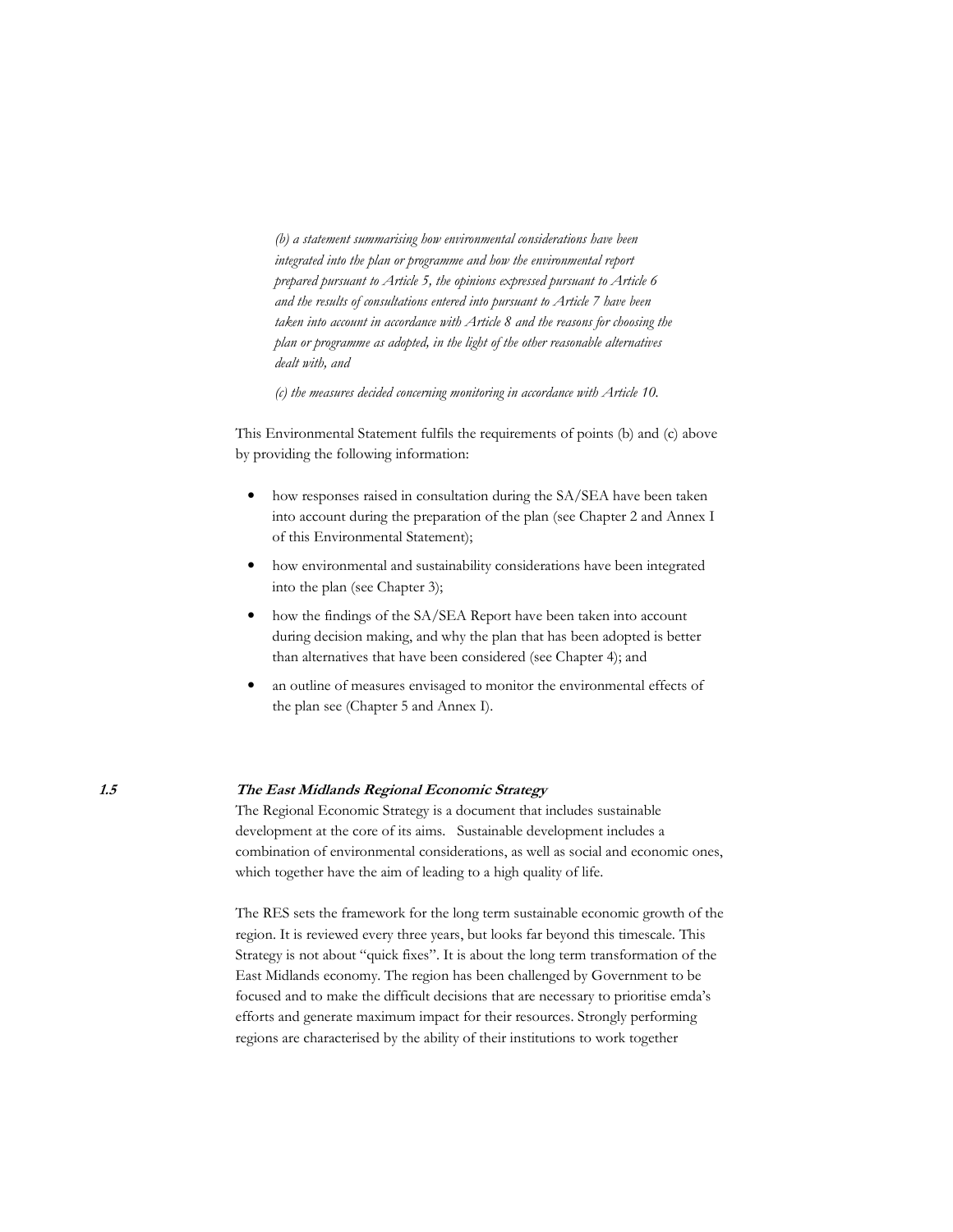*(b) a statement summarising how environmental considerations have been integrated into the plan or programme and how the environmental report prepared pursuant to Article 5, the opinions expressed pursuant to Article 6 and the results of consultations entered into pursuant to Article 7 have been taken into account in accordance with Article 8 and the reasons for choosing the plan or programme as adopted, in the light of the other reasonable alternatives dealt with, and*

*(c) the measures decided concerning monitoring in accordance with Article 10.*

This Environmental Statement fulfils the requirements of points (b) and (c) above by providing the following information:

- how responses raised in consultation during the SA/SEA have been taken into account during the preparation of the plan (see Chapter 2 and Annex I of this Environmental Statement);
- how environmental and sustainability considerations have been integrated into the plan (see Chapter 3);
- how the findings of the SA/SEA Report have been taken into account during decision making, and why the plan that has been adopted is better than alternatives that have been considered (see Chapter 4); and
- an outline of measures envisaged to monitor the environmental effects of the plan see (Chapter 5 and Annex I).

## 1.5 The East Midlands Regional Economic Strategy

The Regional Economic Strategy is a document that includes sustainable development at the core of its aims. Sustainable development includes a combination of environmental considerations, as well as social and economic ones, which together have the aim of leading to a high quality of life.

The RES sets the framework for the long term sustainable economic growth of the region. It is reviewed every three years, but looks far beyond this timescale. This Strategy is not about "quick fixes". It is about the long term transformation of the East Midlands economy. The region has been challenged by Government to be focused and to make the difficult decisions that are necessary to prioritise emda's efforts and generate maximum impact for their resources. Strongly performing regions are characterised by the ability of their institutions to work together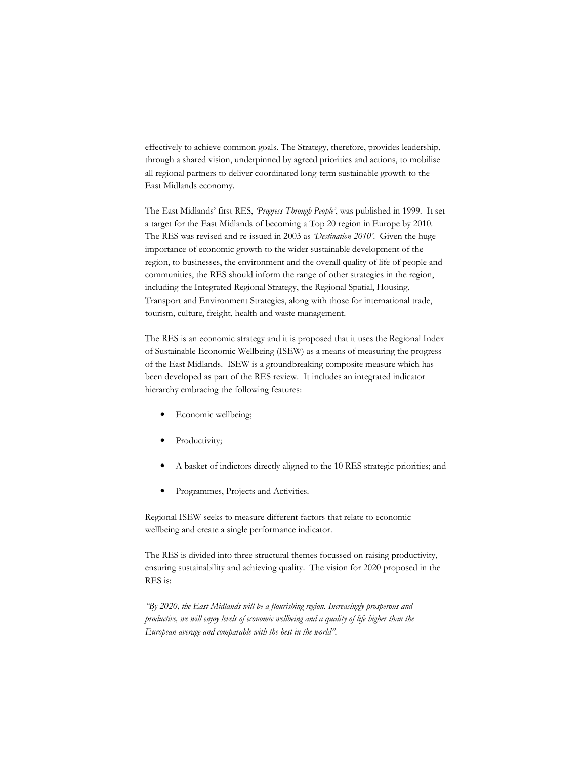effectively to achieve common goals. The Strategy, therefore, provides leadership, through a shared vision, underpinned by agreed priorities and actions, to mobilise all regional partners to deliver coordinated long-term sustainable growth to the East Midlands economy.

The East Midlands' first RES, *'Progress Through People'*, was published in 1999. It set a target for the East Midlands of becoming a Top 20 region in Europe by 2010. The RES was revised and re-issued in 2003 as *'Destination 2010'.* Given the huge importance of economic growth to the wider sustainable development of the region, to businesses, the environment and the overall quality of life of people and communities, the RES should inform the range of other strategies in the region, including the Integrated Regional Strategy, the Regional Spatial, Housing, Transport and Environment Strategies, along with those for international trade, tourism, culture, freight, health and waste management.

The RES is an economic strategy and it is proposed that it uses the Regional Index of Sustainable Economic Wellbeing (ISEW) as a means of measuring the progress of the East Midlands. ISEW is a groundbreaking composite measure which has been developed as part of the RES review. It includes an integrated indicator hierarchy embracing the following features:

- Economic wellbeing;
- Productivity;
- A basket of indictors directly aligned to the 10 RES strategic priorities; and
- Programmes, Projects and Activities.

Regional ISEW seeks to measure different factors that relate to economic wellbeing and create a single performance indicator.

The RES is divided into three structural themes focussed on raising productivity, ensuring sustainability and achieving quality. The vision for 2020 proposed in the RES is:

*"By 2020, the East Midlands will be a flourishing region. Increasingly prosperous and productive, we will enjoy levels of economic wellbeing and a quality of life higher than the European average and comparable with the best in the world".*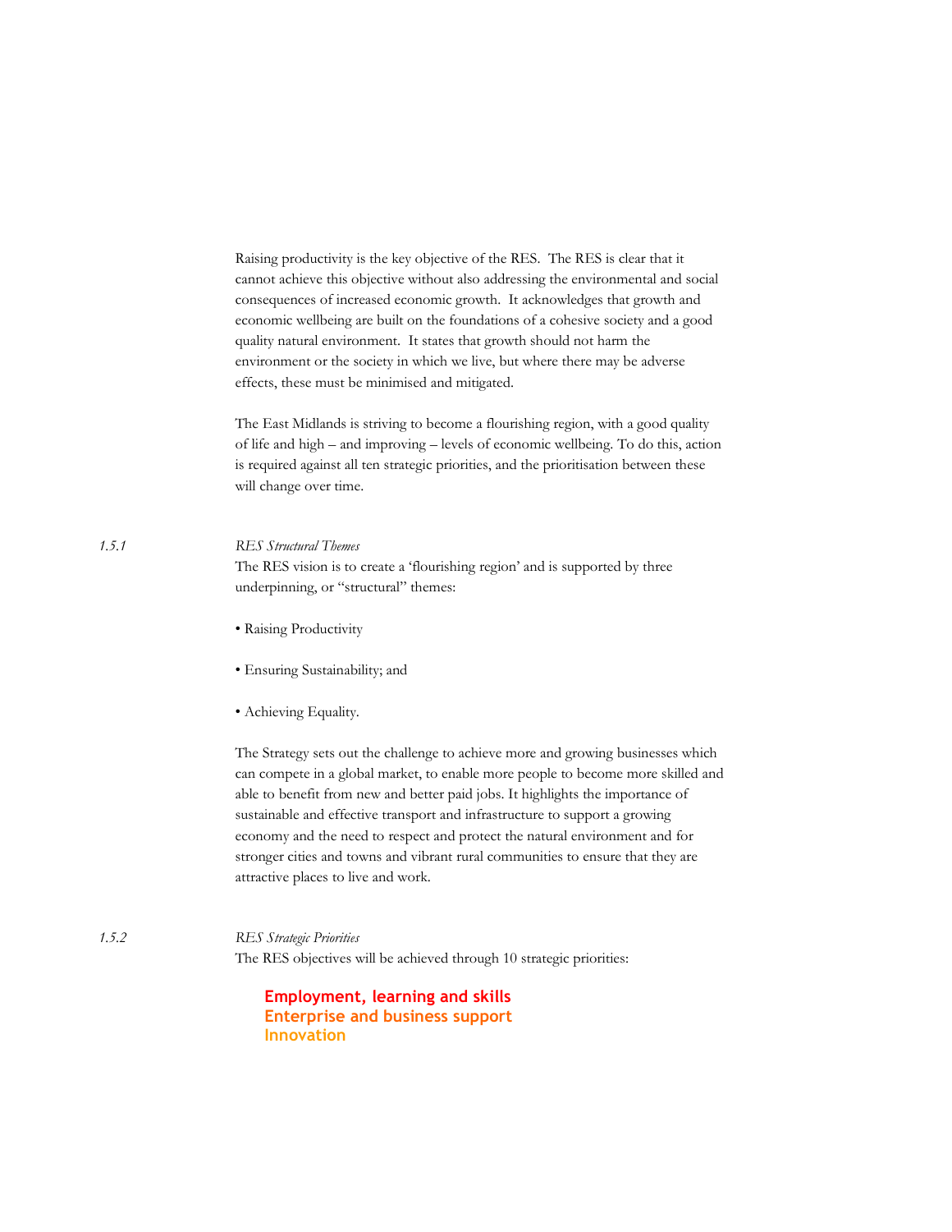Raising productivity is the key objective of the RES. The RES is clear that it cannot achieve this objective without also addressing the environmental and social consequences of increased economic growth. It acknowledges that growth and economic wellbeing are built on the foundations of a cohesive society and a good quality natural environment. It states that growth should not harm the environment or the society in which we live, but where there may be adverse effects, these must be minimised and mitigated.

The East Midlands is striving to become a flourishing region, with a good quality of life and high – and improving – levels of economic wellbeing. To do this, action is required against all ten strategic priorities, and the prioritisation between these will change over time.

### 1.5.1 *RES Structural Themes*

The RES vision is to create a 'flourishing region' and is supported by three underpinning, or "structural" themes:

- Raising Productivity
- Ensuring Sustainability; and
- Achieving Equality.

The Strategy sets out the challenge to achieve more and growing businesses which can compete in a global market, to enable more people to become more skilled and able to benefit from new and better paid jobs. It highlights the importance of sustainable and effective transport and infrastructure to support a growing economy and the need to respect and protect the natural environment and for stronger cities and towns and vibrant rural communities to ensure that they are attractive places to live and work.

### 1.5.2 *RES Strategic Priorities*

The RES objectives will be achieved through 10 strategic priorities:

**Employment, learning and skills**
**Enterprise and business support**
**Innovation**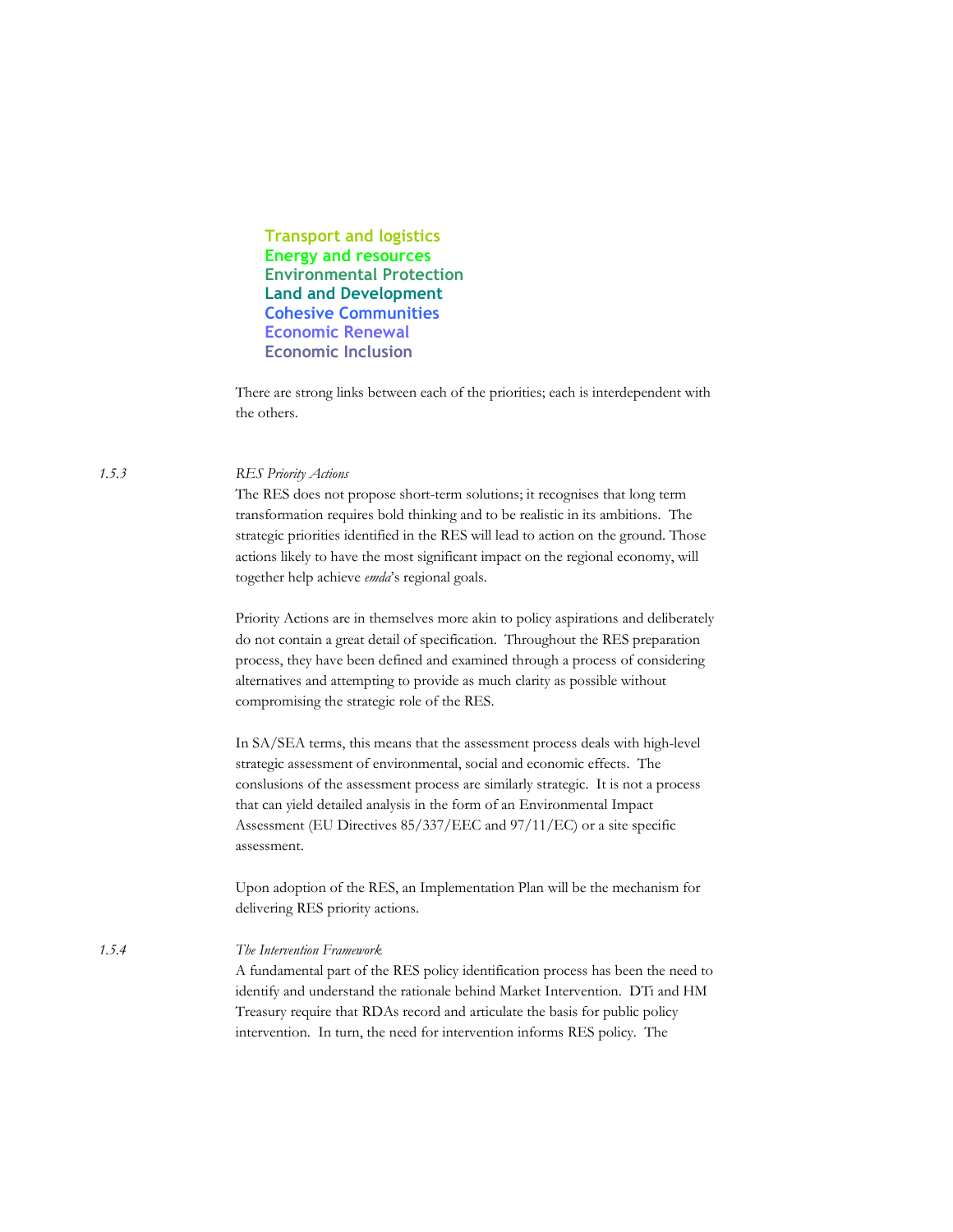**Transport and logistics**
**Energy and resources**
**Environmental Protection**
**Land and Development**
**Cohesive Communities**
**Economic Renewal**
**Economic Inclusion**

There are strong links between each of the priorities; each is interdependent with the others.

### 1.5.3 *RES Priority Actions*

The RES does not propose short-term solutions; it recognises that long term transformation requires bold thinking and to be realistic in its ambitions. The strategic priorities identified in the RES will lead to action on the ground. Those actions likely to have the most significant impact on the regional economy, will together help achieve *emda*'s regional goals.

Priority Actions are in themselves more akin to policy aspirations and deliberately do not contain a great detail of specification. Throughout the RES preparation process, they have been defined and examined through a process of considering alternatives and attempting to provide as much clarity as possible without compromising the strategic role of the RES.

In SA/SEA terms, this means that the assessment process deals with high-level strategic assessment of environmental, social and economic effects. The conslusions of the assessment process are similarly strategic. It is not a process that can yield detailed analysis in the form of an Environmental Impact Assessment (EU Directives 85/337/EEC and 97/11/EC) or a site specific assessment.

Upon adoption of the RES, an Implementation Plan will be the mechanism for delivering RES priority actions.

### 1.5.4 *The Intervention Framework*

A fundamental part of the RES policy identification process has been the need to identify and understand the rationale behind Market Intervention. DTi and HM Treasury require that RDAs record and articulate the basis for public policy intervention. In turn, the need for intervention informs RES policy. The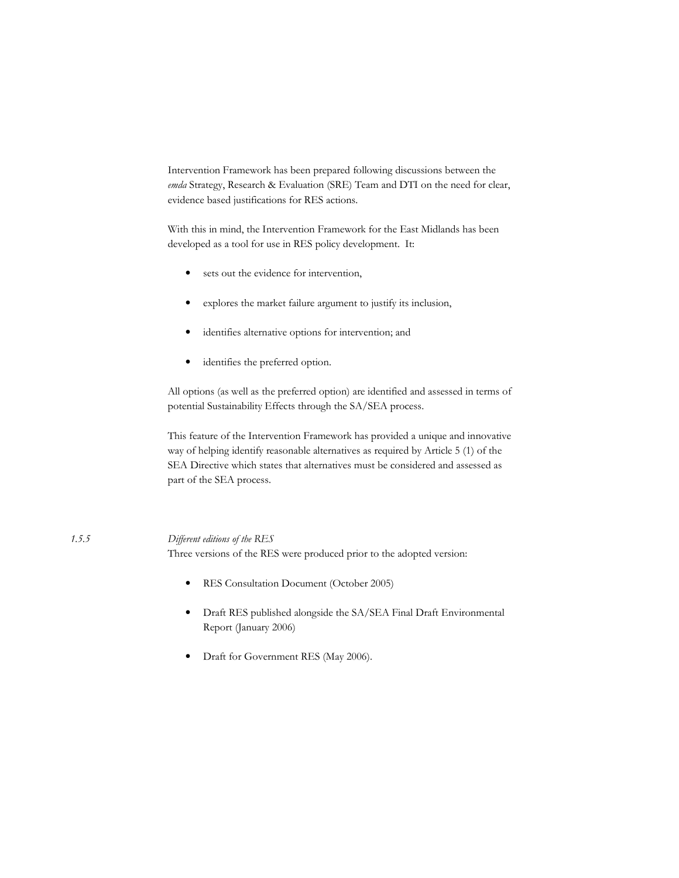Intervention Framework has been prepared following discussions between the *emda* Strategy, Research & Evaluation (SRE) Team and DTI on the need for clear, evidence based justifications for RES actions.

With this in mind, the Intervention Framework for the East Midlands has been developed as a tool for use in RES policy development. It:

- sets out the evidence for intervention,
- explores the market failure argument to justify its inclusion,
- identifies alternative options for intervention; and
- identifies the preferred option.

All options (as well as the preferred option) are identified and assessed in terms of potential Sustainability Effects through the SA/SEA process.

This feature of the Intervention Framework has provided a unique and innovative way of helping identify reasonable alternatives as required by Article 5 (1) of the SEA Directive which states that alternatives must be considered and assessed as part of the SEA process.

*1.5.5* *Different editions of the RES*

Three versions of the RES were produced prior to the adopted version:

- RES Consultation Document (October 2005)
- Draft RES published alongside the SA/SEA Final Draft Environmental Report (January 2006)
- Draft for Government RES (May 2006).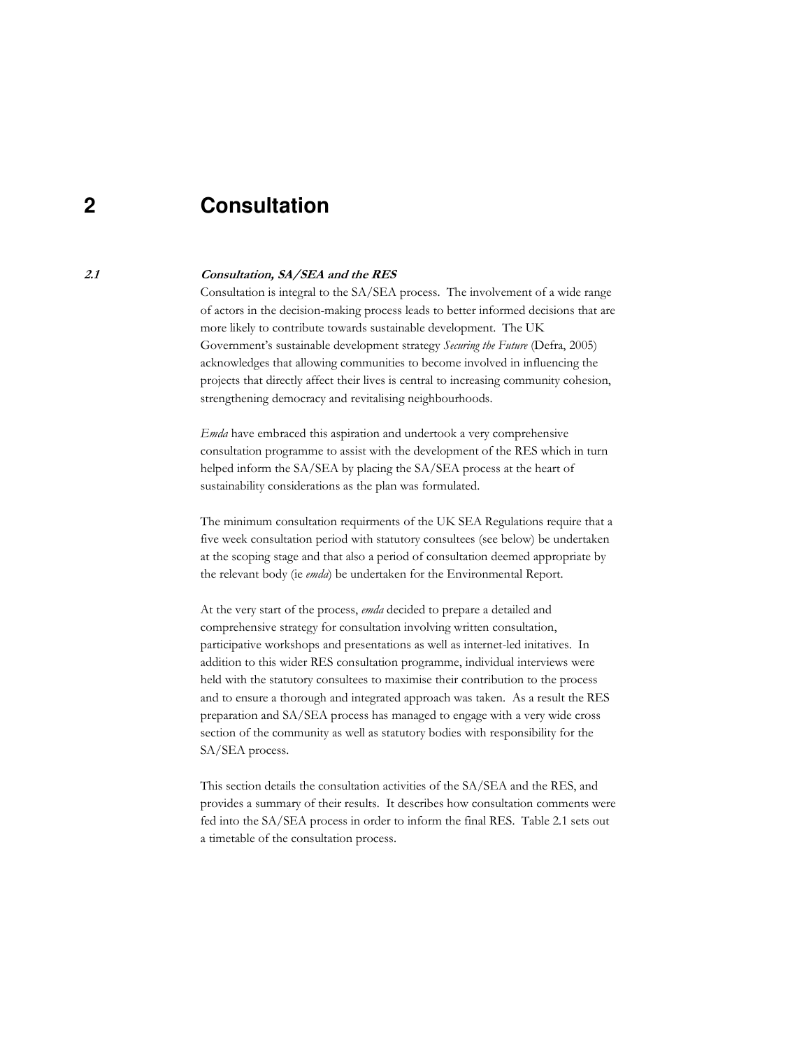# 2 Consultation

### 2.1 *Consultation, SA/SEA and the RES*

Consultation is integral to the SA/SEA process. The involvement of a wide range of actors in the decision-making process leads to better informed decisions that are more likely to contribute towards sustainable development. The UK Government's sustainable development strategy *Securing the Future* (Defra, 2005) acknowledges that allowing communities to become involved in influencing the projects that directly affect their lives is central to increasing community cohesion, strengthening democracy and revitalising neighbourhoods.

*Emda* have embraced this aspiration and undertook a very comprehensive consultation programme to assist with the development of the RES which in turn helped inform the SA/SEA by placing the SA/SEA process at the heart of sustainability considerations as the plan was formulated.

The minimum consultation requirments of the UK SEA Regulations require that a five week consultation period with statutory consultees (see below) be undertaken at the scoping stage and that also a period of consultation deemed appropriate by the relevant body (ie *emda*) be undertaken for the Environmental Report.

At the very start of the process, *emda* decided to prepare a detailed and comprehensive strategy for consultation involving written consultation, participative workshops and presentations as well as internet-led initatives. In addition to this wider RES consultation programme, individual interviews were held with the statutory consultees to maximise their contribution to the process and to ensure a thorough and integrated approach was taken. As a result the RES preparation and SA/SEA process has managed to engage with a very wide cross section of the community as well as statutory bodies with responsibility for the SA/SEA process.

This section details the consultation activities of the SA/SEA and the RES, and provides a summary of their results. It describes how consultation comments were fed into the SA/SEA process in order to inform the final RES. Table 2.1 sets out a timetable of the consultation process.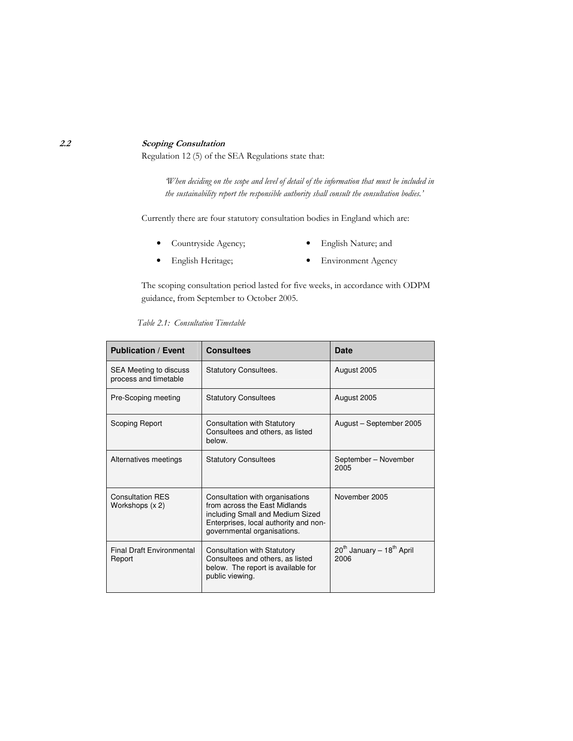## 2.2 *Scoping Consultation*

Regulation 12 (5) of the SEA Regulations state that:

> *'When deciding on the scope and level of detail of the information that must be included in the sustainability report the responsible authority shall consult the consultation bodies.'*

Currently there are four statutory consultation bodies in England which are:

- Countryside Agency;
- English Heritage;
- English Nature; and
- Environment Agency

The scoping consultation period lasted for five weeks, in accordance with ODPM guidance, from September to October 2005.

*Table 2.1: Consultation Timetable*

| Publication / Event | Consultees | Date |
|---|---|---|
| SEA Meeting to discuss process and timetable | Statutory Consultees. | August 2005 |
| Pre-Scoping meeting | Statutory Consultees | August 2005 |
| Scoping Report | Consultation with Statutory Consultees and others, as listed below. | August – September 2005 |
| Alternatives meetings | Statutory Consultees | September – November 2005 |
| Consultation RES Workshops (x 2) | Consultation with organisations from across the East Midlands including Small and Medium Sized Enterprises, local authority and non-governmental organisations. | November 2005 |
| Final Draft Environmental Report | Consultation with Statutory Consultees and others, as listed below. The report is available for public viewing. | 20th January – 18th April 2006 |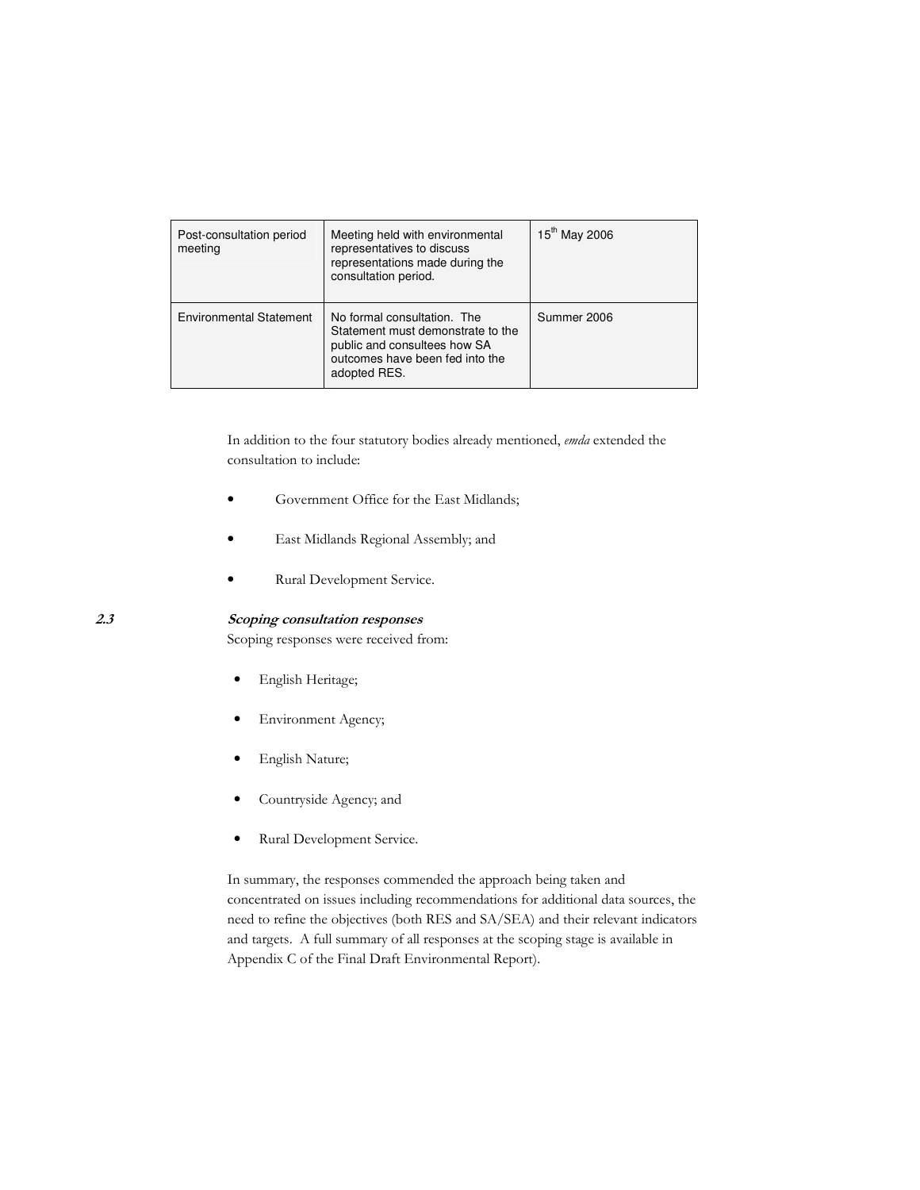| | | |
|---|---|---|
| Post-consultation period meeting | Meeting held with environmental representatives to discuss representations made during the consultation period. | 15th May 2006 |
| Environmental Statement | No formal consultation. The Statement must demonstrate to the public and consultees how SA outcomes have been fed into the adopted RES. | Summer 2006 |

In addition to the four statutory bodies already mentioned, *emda* extended the consultation to include:

- Government Office for the East Midlands;
- East Midlands Regional Assembly; and
- Rural Development Service.

### 2.3 Scoping consultation responses

Scoping responses were received from:

- English Heritage;
- Environment Agency;
- English Nature;
- Countryside Agency; and
- Rural Development Service.

In summary, the responses commended the approach being taken and concentrated on issues including recommendations for additional data sources, the need to refine the objectives (both RES and SA/SEA) and their relevant indicators and targets. A full summary of all responses at the scoping stage is available in Appendix C of the Final Draft Environmental Report).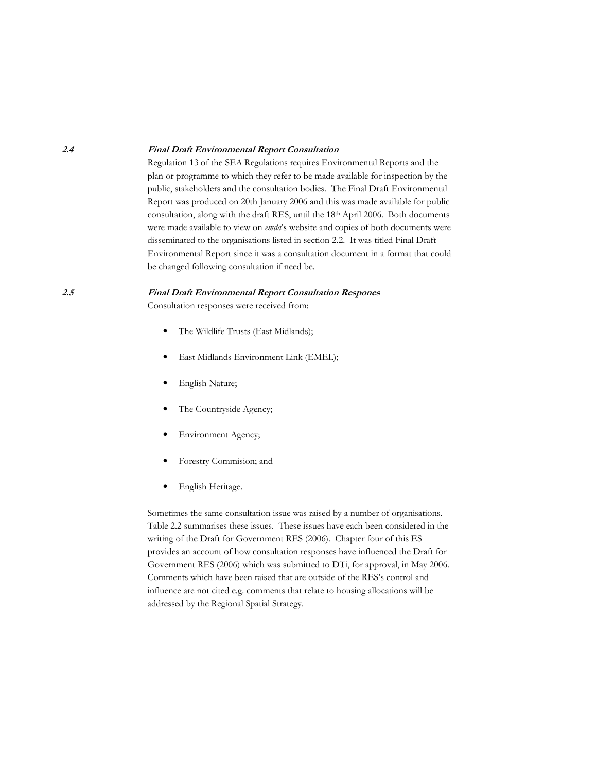### 2.4 *Final Draft Environmental Report Consultation*

Regulation 13 of the SEA Regulations requires Environmental Reports and the plan or programme to which they refer to be made available for inspection by the public, stakeholders and the consultation bodies. The Final Draft Environmental Report was produced on 20th January 2006 and this was made available for public consultation, along with the draft RES, until the 18th April 2006. Both documents were made available to view on *emda*'s website and copies of both documents were disseminated to the organisations listed in section 2.2. It was titled Final Draft Environmental Report since it was a consultation document in a format that could be changed following consultation if need be.

### 2.5 *Final Draft Environmental Report Consultation Respones*

Consultation responses were received from:

- The Wildlife Trusts (East Midlands);
- East Midlands Environment Link (EMEL);
- English Nature;
- The Countryside Agency;
- Environment Agency;
- Forestry Commision; and
- English Heritage.

Sometimes the same consultation issue was raised by a number of organisations. Table 2.2 summarises these issues. These issues have each been considered in the writing of the Draft for Government RES (2006). Chapter four of this ES provides an account of how consultation responses have influenced the Draft for Government RES (2006) which was submitted to DTi, for approval, in May 2006. Comments which have been raised that are outside of the RES's control and influence are not cited e.g. comments that relate to housing allocations will be addressed by the Regional Spatial Strategy.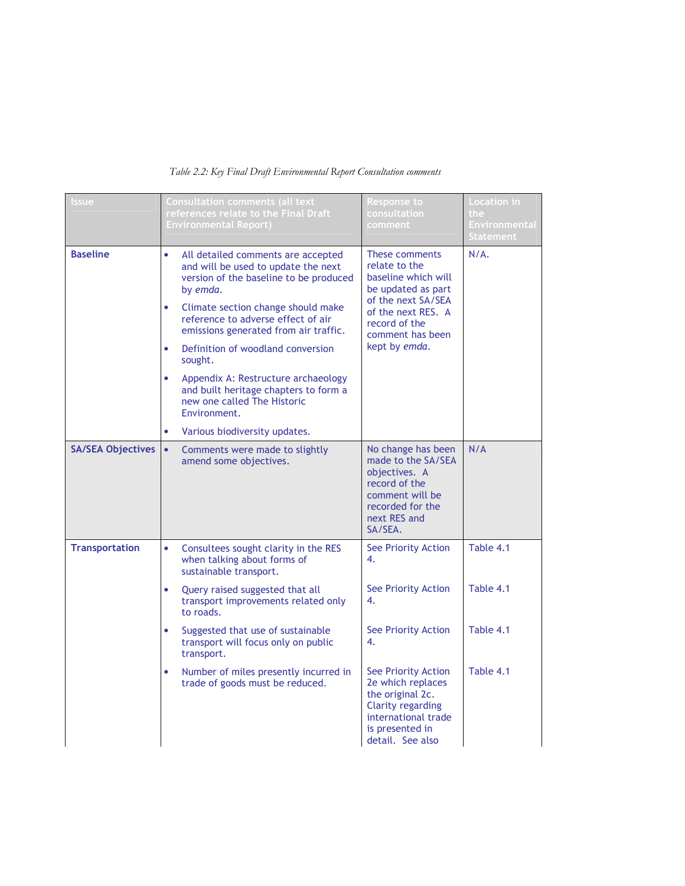*Table 2.2: Key Final Draft Environmental Report Consultation comments*

| Issue | Consultation comments (all text references relate to the Final Draft Environmental Report) | Response to consultation comment | Location in the Environmental Statement |
|---|---|---|---|
| **Baseline** | • All detailed comments are accepted and will be used to update the next version of the baseline to be produced by *emda*.<br>• Climate section change should make reference to adverse effect of air emissions generated from air traffic.<br>• Definition of woodland conversion sought.<br>• Appendix A: Restructure archaeology and built heritage chapters to form a new one called The Historic Environment.<br>• Various biodiversity updates. | These comments relate to the baseline which will be updated as part of the next SA/SEA of the next RES. A record of the comment has been kept by *emda*. | N/A. |
| **SA/SEA Objectives** | • Comments were made to slightly amend some objectives. | No change has been made to the SA/SEA objectives. A record of the comment will be recorded for the next RES and SA/SEA. | N/A |
| **Transportation** | • Consultees sought clarity in the RES when talking about forms of sustainable transport. | See Priority Action 4. | Table 4.1 |
| | • Query raised suggested that all transport improvements related only to roads. | See Priority Action 4. | Table 4.1 |
| | • Suggested that use of sustainable transport will focus only on public transport. | See Priority Action 4. | Table 4.1 |
| | • Number of miles presently incurred in trade of goods must be reduced. | See Priority Action 2e which replaces the original 2c. Clarity regarding international trade is presented in detail. See also | Table 4.1 |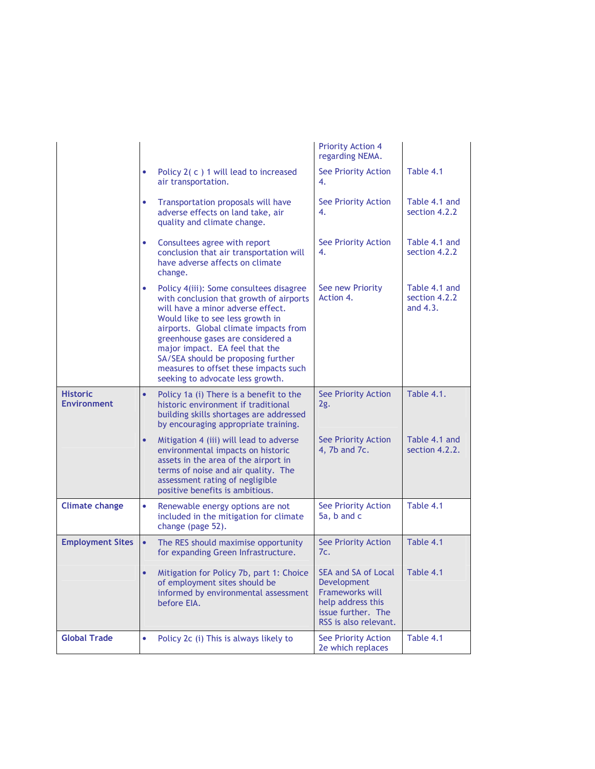| | | | |
|---|---|---|---|
| | | Priority Action 4 regarding NEMA. | |
| | • Policy 2( c ) 1 will lead to increased air transportation. | See Priority Action 4. | Table 4.1 |
| | • Transportation proposals will have adverse effects on land take, air quality and climate change. | See Priority Action 4. | Table 4.1 and section 4.2.2 |
| | • Consultees agree with report conclusion that air transportation will have adverse affects on climate change. | See Priority Action 4. | Table 4.1 and section 4.2.2 |
| | • Policy 4(iii): Some consultees disagree with conclusion that growth of airports will have a minor adverse effect. Would like to see less growth in airports. Global climate impacts from greenhouse gases are considered a major impact. EA feel that the SA/SEA should be proposing further measures to offset these impacts such seeking to advocate less growth. | See new Priority Action 4. | Table 4.1 and section 4.2.2 and 4.3. |
| **Historic Environment** | • Policy 1a (i) There is a benefit to the historic environment if traditional building skills shortages are addressed by encouraging appropriate training. | See Priority Action 2g. | Table 4.1. |
| | • Mitigation 4 (iii) will lead to adverse environmental impacts on historic assets in the area of the airport in terms of noise and air quality. The assessment rating of negligible positive benefits is ambitious. | See Priority Action 4, 7b and 7c. | Table 4.1 and section 4.2.2. |
| **Climate change** | • Renewable energy options are not included in the mitigation for climate change (page 52). | See Priority Action 5a, b and c | Table 4.1 |
| **Employment Sites** | • The RES should maximise opportunity for expanding Green Infrastructure. | See Priority Action 7c. | Table 4.1 |
| | • Mitigation for Policy 7b, part 1: Choice of employment sites should be informed by environmental assessment before EIA. | SEA and SA of Local Development Frameworks will help address this issue further. The RSS is also relevant. | Table 4.1 |
| **Global Trade** | • Policy 2c (i) This is always likely to | See Priority Action 2e which replaces | Table 4.1 |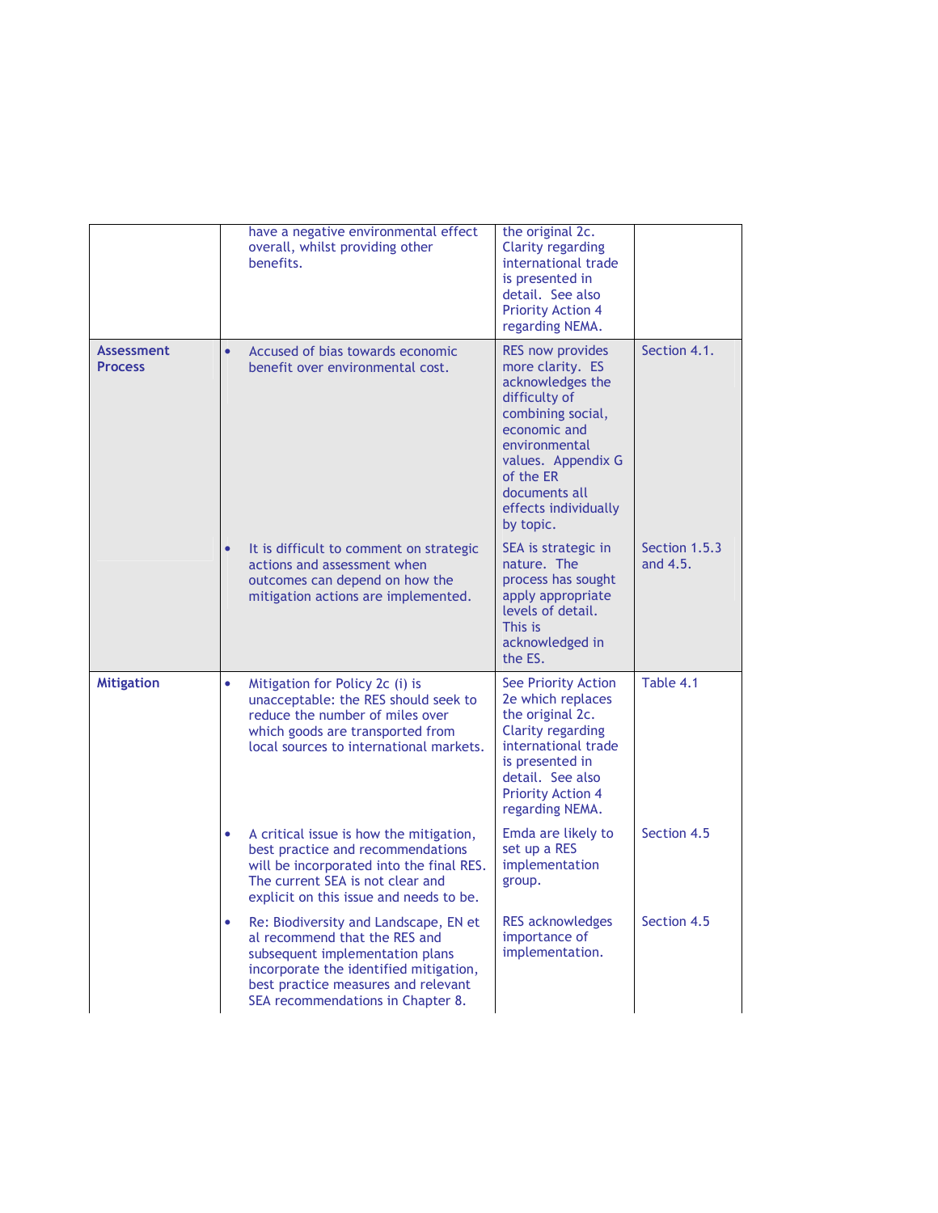| | | | |
|---|---|---|---|
| | have a negative environmental effect overall, whilst providing other benefits. | the original 2c. Clarity regarding international trade is presented in detail. See also Priority Action 4 regarding NEMA. | |
| **Assessment Process** | • Accused of bias towards economic benefit over environmental cost. | RES now provides more clarity. ES acknowledges the difficulty of combining social, economic and environmental values. Appendix G of the ER documents all effects individually by topic. | Section 4.1. |
| | • It is difficult to comment on strategic actions and assessment when outcomes can depend on how the mitigation actions are implemented. | SEA is strategic in nature. The process has sought apply appropriate levels of detail. This is acknowledged in the ES. | Section 1.5.3 and 4.5. |
| **Mitigation** | • Mitigation for Policy 2c (i) is unacceptable: the RES should seek to reduce the number of miles over which goods are transported from local sources to international markets. | See Priority Action 2e which replaces the original 2c. Clarity regarding international trade is presented in detail. See also Priority Action 4 regarding NEMA. | Table 4.1 |
| | • A critical issue is how the mitigation, best practice and recommendations will be incorporated into the final RES. The current SEA is not clear and explicit on this issue and needs to be. | Emda are likely to set up a RES implementation group. | Section 4.5 |
| | • Re: Biodiversity and Landscape, EN et al recommend that the RES and subsequent implementation plans incorporate the identified mitigation, best practice measures and relevant SEA recommendations in Chapter 8. | RES acknowledges importance of implementation. | Section 4.5 |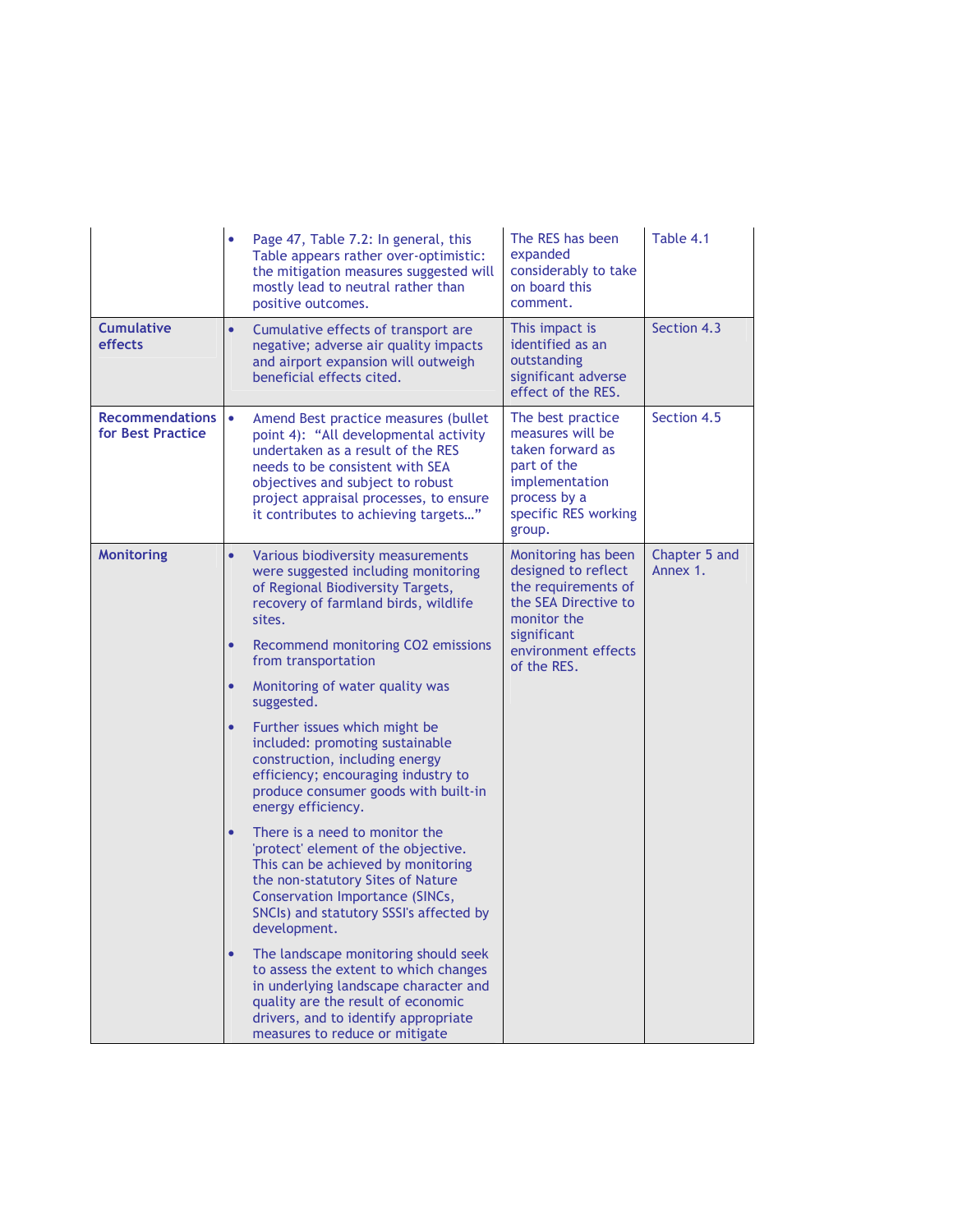| | | | |
|---|---|---|---|
| | • Page 47, Table 7.2: In general, this Table appears rather over-optimistic: the mitigation measures suggested will mostly lead to neutral rather than positive outcomes. | The RES has been expanded considerably to take on board this comment. | Table 4.1 |
| **Cumulative effects** | • Cumulative effects of transport are negative; adverse air quality impacts and airport expansion will outweigh beneficial effects cited. | This impact is identified as an outstanding significant adverse effect of the RES. | Section 4.3 |
| **Recommendations for Best Practice** | • Amend Best practice measures (bullet point 4): "All developmental activity undertaken as a result of the RES needs to be consistent with SEA objectives and subject to robust project appraisal processes, to ensure it contributes to achieving targets…" | The best practice measures will be taken forward as part of the implementation process by a specific RES working group. | Section 4.5 |
| **Monitoring** | • Various biodiversity measurements were suggested including monitoring of Regional Biodiversity Targets, recovery of farmland birds, wildlife sites.<br>• Recommend monitoring CO2 emissions from transportation<br>• Monitoring of water quality was suggested.<br>• Further issues which might be included: promoting sustainable construction, including energy efficiency; encouraging industry to produce consumer goods with built-in energy efficiency.<br>• There is a need to monitor the 'protect' element of the objective. This can be achieved by monitoring the non-statutory Sites of Nature Conservation Importance (SINCs, SNCIs) and statutory SSSI's affected by development.<br>• The landscape monitoring should seek to assess the extent to which changes in underlying landscape character and quality are the result of economic drivers, and to identify appropriate measures to reduce or mitigate | Monitoring has been designed to reflect the requirements of the SEA Directive to monitor the significant environment effects of the RES. | Chapter 5 and Annex 1. |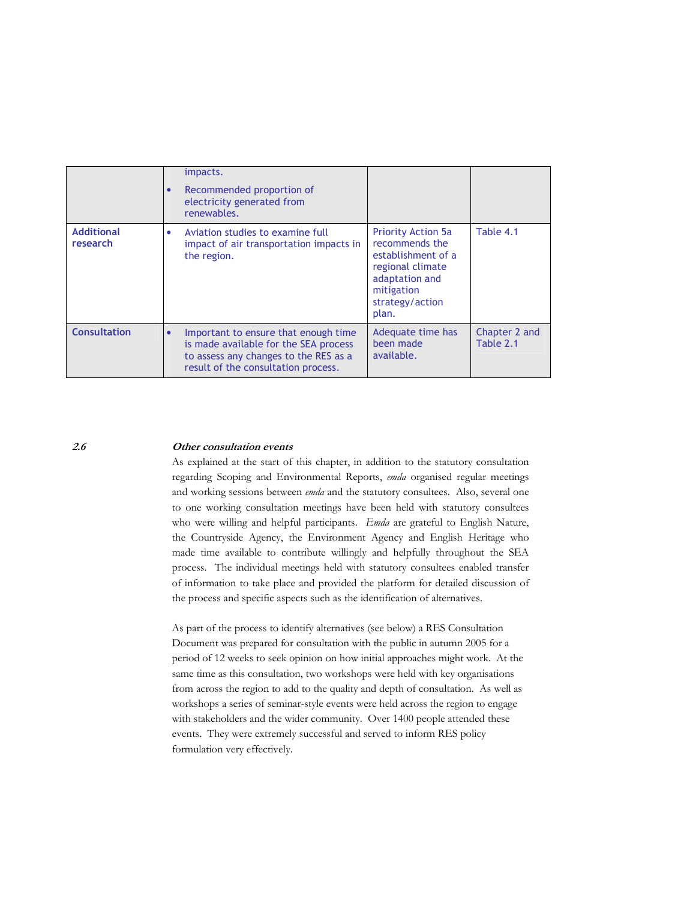|  |  |  |  |
|---|---|---|---|
|  | impacts.<br>• Recommended proportion of electricity generated from renewables. |  |  |
| **Additional research** | • Aviation studies to examine full impact of air transportation impacts in the region. | Priority Action 5a recommends the establishment of a regional climate adaptation and mitigation strategy/action plan. | Table 4.1 |
| **Consultation** | • Important to ensure that enough time is made available for the SEA process to assess any changes to the RES as a result of the consultation process. | Adequate time has been made available. | Chapter 2 and Table 2.1 |

## *2.6 Other consultation events*

As explained at the start of this chapter, in addition to the statutory consultation regarding Scoping and Environmental Reports, *emda* organised regular meetings and working sessions between *emda* and the statutory consultees. Also, several one to one working consultation meetings have been held with statutory consultees who were willing and helpful participants. *Emda* are grateful to English Nature, the Countryside Agency, the Environment Agency and English Heritage who made time available to contribute willingly and helpfully throughout the SEA process. The individual meetings held with statutory consultees enabled transfer of information to take place and provided the platform for detailed discussion of the process and specific aspects such as the identification of alternatives.

As part of the process to identify alternatives (see below) a RES Consultation Document was prepared for consultation with the public in autumn 2005 for a period of 12 weeks to seek opinion on how initial approaches might work. At the same time as this consultation, two workshops were held with key organisations from across the region to add to the quality and depth of consultation. As well as workshops a series of seminar-style events were held across the region to engage with stakeholders and the wider community. Over 1400 people attended these events. They were extremely successful and served to inform RES policy formulation very effectively.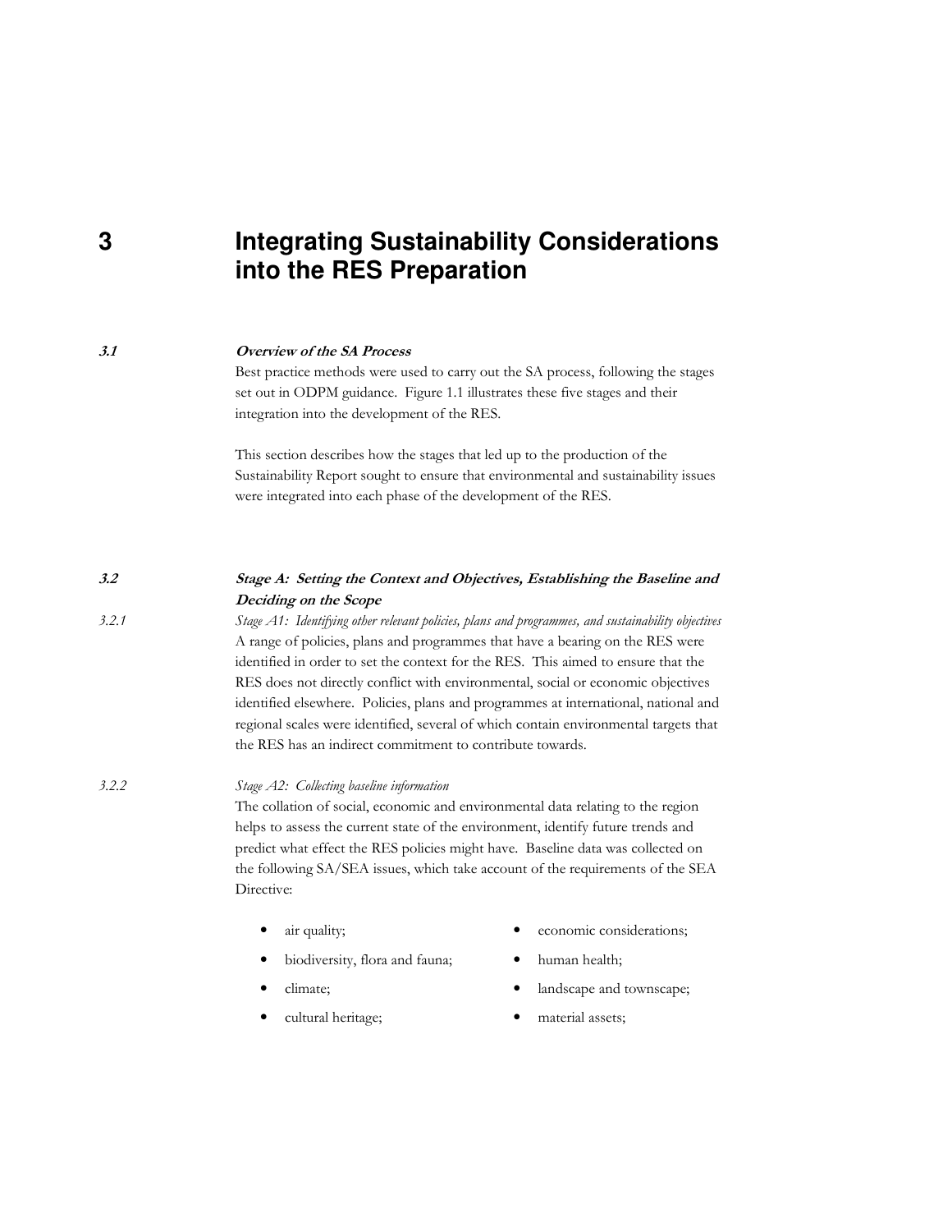# 3 Integrating Sustainability Considerations into the RES Preparation

## 3.1 *Overview of the SA Process*

Best practice methods were used to carry out the SA process, following the stages set out in ODPM guidance. Figure 1.1 illustrates these five stages and their integration into the development of the RES.

This section describes how the stages that led up to the production of the Sustainability Report sought to ensure that environmental and sustainability issues were integrated into each phase of the development of the RES.

## 3.2 *Stage A: Setting the Context and Objectives, Establishing the Baseline and Deciding on the Scope*

### 3.2.1 *Stage A1: Identifying other relevant policies, plans and programmes, and sustainability objectives*

A range of policies, plans and programmes that have a bearing on the RES were identified in order to set the context for the RES. This aimed to ensure that the RES does not directly conflict with environmental, social or economic objectives identified elsewhere. Policies, plans and programmes at international, national and regional scales were identified, several of which contain environmental targets that the RES has an indirect commitment to contribute towards.

### 3.2.2 *Stage A2: Collecting baseline information*

The collation of social, economic and environmental data relating to the region helps to assess the current state of the environment, identify future trends and predict what effect the RES policies might have. Baseline data was collected on the following SA/SEA issues, which take account of the requirements of the SEA Directive:

- air quality;
- biodiversity, flora and fauna;
- climate;
- cultural heritage;
- economic considerations;
- human health;
- landscape and townscape;
- material assets;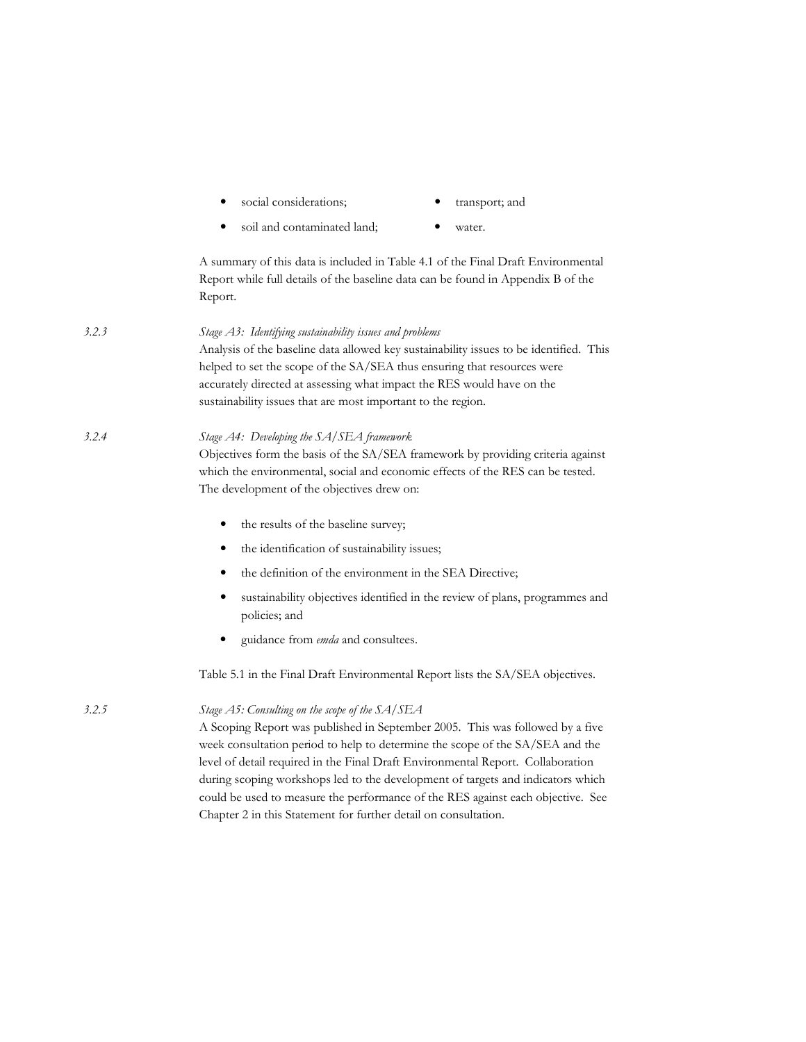- social considerations;
- soil and contaminated land;
- transport; and
- water.

A summary of this data is included in Table 4.1 of the Final Draft Environmental Report while full details of the baseline data can be found in Appendix B of the Report.

3.2.3 *Stage A3: Identifying sustainability issues and problems*

Analysis of the baseline data allowed key sustainability issues to be identified. This helped to set the scope of the SA/SEA thus ensuring that resources were accurately directed at assessing what impact the RES would have on the sustainability issues that are most important to the region.

3.2.4 *Stage A4: Developing the SA/SEA framework*

Objectives form the basis of the SA/SEA framework by providing criteria against which the environmental, social and economic effects of the RES can be tested. The development of the objectives drew on:

- the results of the baseline survey;
- the identification of sustainability issues;
- the definition of the environment in the SEA Directive;
- sustainability objectives identified in the review of plans, programmes and policies; and
- guidance from *emda* and consultees.

Table 5.1 in the Final Draft Environmental Report lists the SA/SEA objectives.

3.2.5 *Stage A5: Consulting on the scope of the SA/SEA*

A Scoping Report was published in September 2005. This was followed by a five week consultation period to help to determine the scope of the SA/SEA and the level of detail required in the Final Draft Environmental Report. Collaboration during scoping workshops led to the development of targets and indicators which could be used to measure the performance of the RES against each objective. See Chapter 2 in this Statement for further detail on consultation.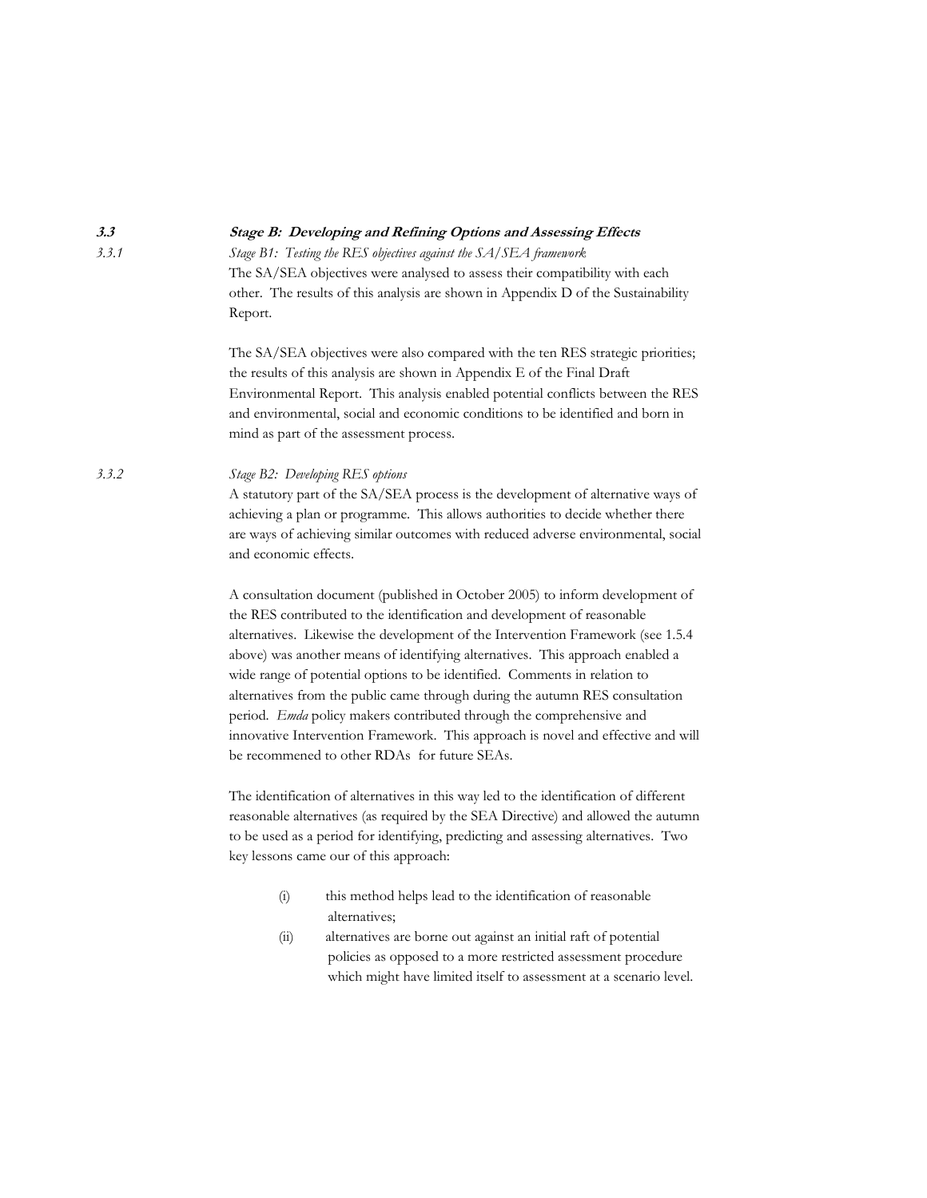## 3.3 Stage B: Developing and Refining Options and Assessing Effects

### 3.3.1 *Stage B1: Testing the RES objectives against the SA/SEA framework*

The SA/SEA objectives were analysed to assess their compatibility with each other. The results of this analysis are shown in Appendix D of the Sustainability Report.

The SA/SEA objectives were also compared with the ten RES strategic priorities; the results of this analysis are shown in Appendix E of the Final Draft Environmental Report. This analysis enabled potential conflicts between the RES and environmental, social and economic conditions to be identified and born in mind as part of the assessment process.

### 3.3.2 *Stage B2: Developing RES options*

A statutory part of the SA/SEA process is the development of alternative ways of achieving a plan or programme. This allows authorities to decide whether there are ways of achieving similar outcomes with reduced adverse environmental, social and economic effects.

A consultation document (published in October 2005) to inform development of the RES contributed to the identification and development of reasonable alternatives. Likewise the development of the Intervention Framework (see 1.5.4 above) was another means of identifying alternatives. This approach enabled a wide range of potential options to be identified. Comments in relation to alternatives from the public came through during the autumn RES consultation period. *Emda* policy makers contributed through the comprehensive and innovative Intervention Framework. This approach is novel and effective and will be recommened to other RDAs for future SEAs.

The identification of alternatives in this way led to the identification of different reasonable alternatives (as required by the SEA Directive) and allowed the autumn to be used as a period for identifying, predicting and assessing alternatives. Two key lessons came our of this approach:

(i) this method helps lead to the identification of reasonable alternatives;

(ii) alternatives are borne out against an initial raft of potential policies as opposed to a more restricted assessment procedure which might have limited itself to assessment at a scenario level.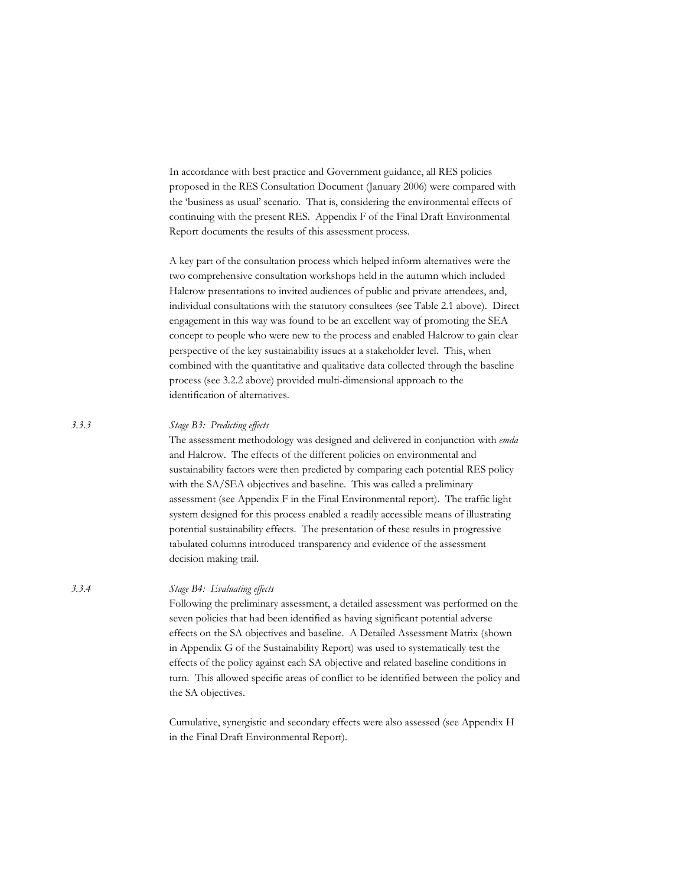In accordance with best practice and Government guidance, all RES policies proposed in the RES Consultation Document (January 2006) were compared with the 'business as usual' scenario. That is, considering the environmental effects of continuing with the present RES. Appendix F of the Final Draft Environmental Report documents the results of this assessment process.

A key part of the consultation process which helped inform alternatives were the two comprehensive consultation workshops held in the autumn which included Halcrow presentations to invited audiences of public and private attendees, and, individual consultations with the statutory consultees (see Table 2.1 above). Direct engagement in this way was found to be an excellent way of promoting the SEA concept to people who were new to the process and enabled Halcrow to gain clear perspective of the key sustainability issues at a stakeholder level. This, when combined with the quantitative and qualitative data collected through the baseline process (see 3.2.2 above) provided multi-dimensional approach to the identification of alternatives.

3.3.3 *Stage B3: Predicting effects*

The assessment methodology was designed and delivered in conjunction with *emda* and Halcrow. The effects of the different policies on environmental and sustainability factors were then predicted by comparing each potential RES policy with the SA/SEA objectives and baseline. This was called a preliminary assessment (see Appendix F in the Final Environmental report). The traffic light system designed for this process enabled a readily accessible means of illustrating potential sustainability effects. The presentation of these results in progressive tabulated columns introduced transparency and evidence of the assessment decision making trail.

3.3.4 *Stage B4: Evaluating effects*

Following the preliminary assessment, a detailed assessment was performed on the seven policies that had been identified as having significant potential adverse effects on the SA objectives and baseline. A Detailed Assessment Matrix (shown in Appendix G of the Sustainability Report) was used to systematically test the effects of the policy against each SA objective and related baseline conditions in turn. This allowed specific areas of conflict to be identified between the policy and the SA objectives.

Cumulative, synergistic and secondary effects were also assessed (see Appendix H in the Final Draft Environmental Report).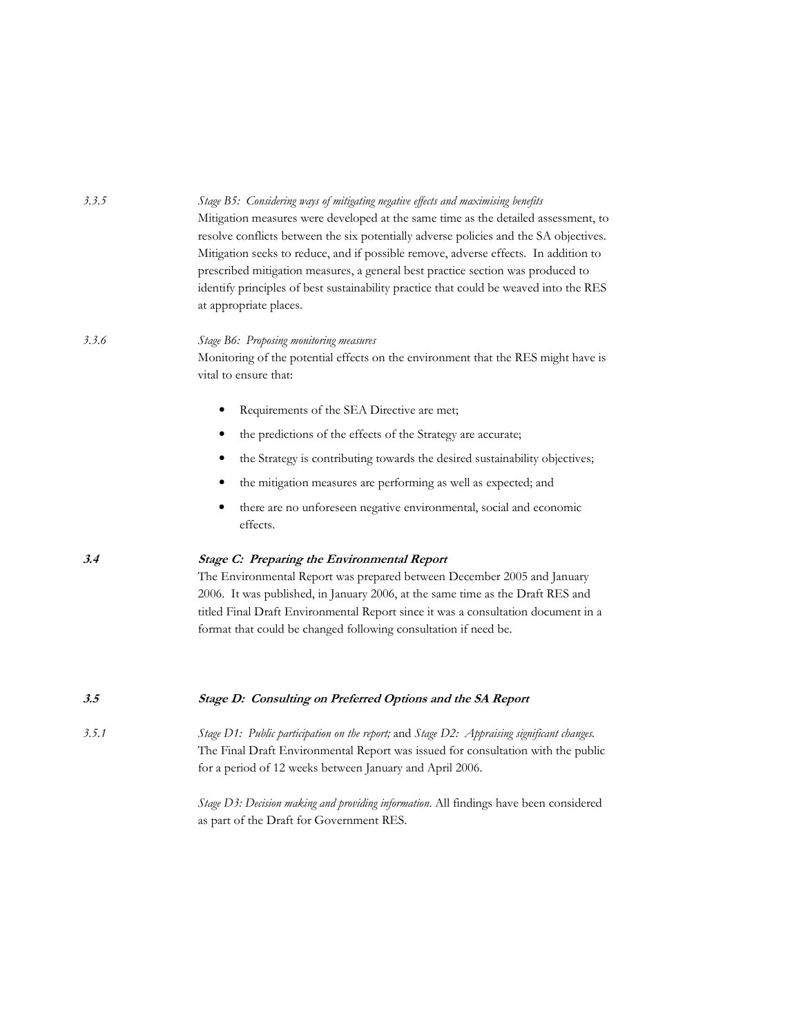3.3.5 *Stage B5: Considering ways of mitigating negative effects and maximising benefits*

Mitigation measures were developed at the same time as the detailed assessment, to resolve conflicts between the six potentially adverse policies and the SA objectives. Mitigation seeks to reduce, and if possible remove, adverse effects. In addition to prescribed mitigation measures, a general best practice section was produced to identify principles of best sustainability practice that could be weaved into the RES at appropriate places.

3.3.6 *Stage B6: Proposing monitoring measures*

Monitoring of the potential effects on the environment that the RES might have is vital to ensure that:

- Requirements of the SEA Directive are met;
- the predictions of the effects of the Strategy are accurate;
- the Strategy is contributing towards the desired sustainability objectives;
- the mitigation measures are performing as well as expected; and
- there are no unforeseen negative environmental, social and economic effects.

### *3.4 Stage C: Preparing the Environmental Report*

The Environmental Report was prepared between December 2005 and January 2006. It was published, in January 2006, at the same time as the Draft RES and titled Final Draft Environmental Report since it was a consultation document in a format that could be changed following consultation if need be.

### *3.5 Stage D: Consulting on Preferred Options and the SA Report*

3.5.1 *Stage D1: Public participation on the report;* and *Stage D2: Appraising significant changes.* The Final Draft Environmental Report was issued for consultation with the public for a period of 12 weeks between January and April 2006.

*Stage D3: Decision making and providing information.* All findings have been considered as part of the Draft for Government RES.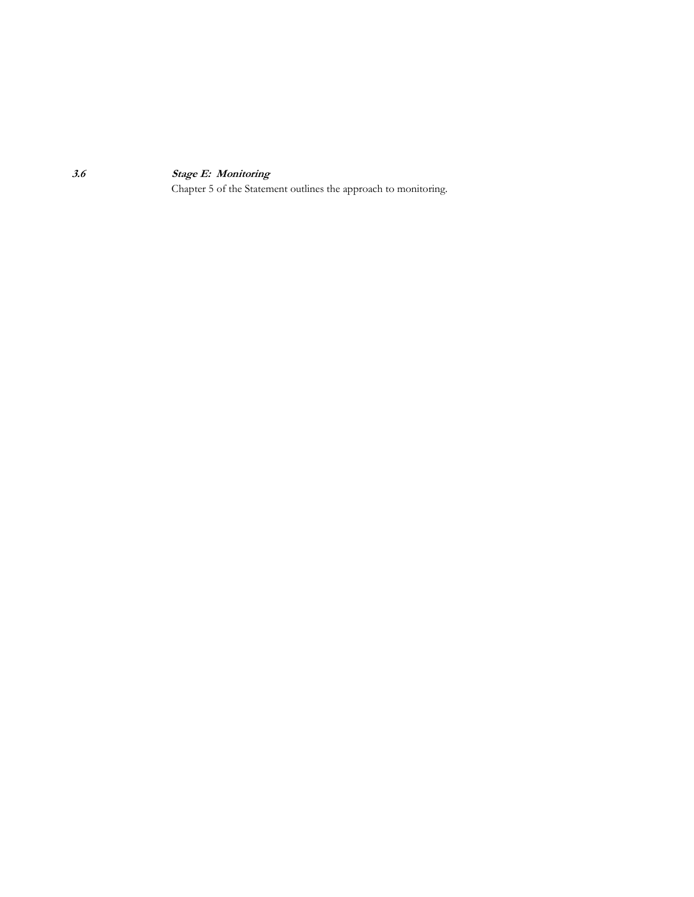### *3.6 Stage E: Monitoring*

Chapter 5 of the Statement outlines the approach to monitoring.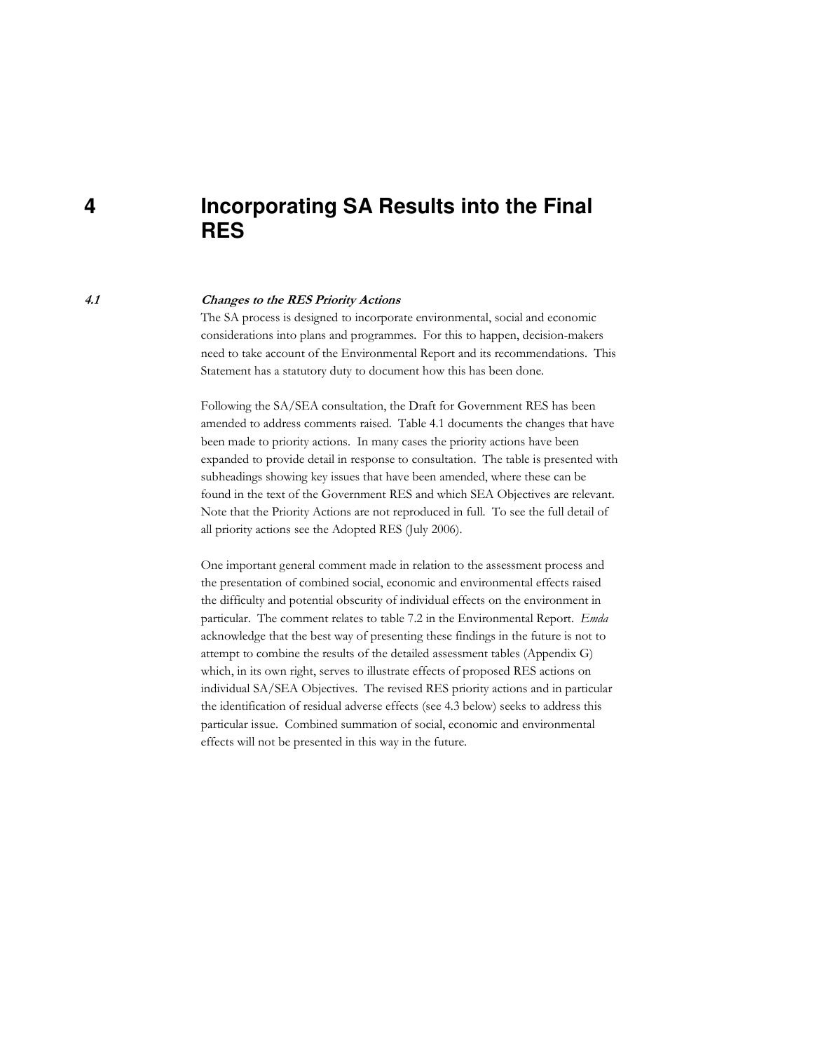# 4 Incorporating SA Results into the Final RES

## 4.1 *Changes to the RES Priority Actions*

The SA process is designed to incorporate environmental, social and economic considerations into plans and programmes. For this to happen, decision-makers need to take account of the Environmental Report and its recommendations. This Statement has a statutory duty to document how this has been done.

Following the SA/SEA consultation, the Draft for Government RES has been amended to address comments raised. Table 4.1 documents the changes that have been made to priority actions. In many cases the priority actions have been expanded to provide detail in response to consultation. The table is presented with subheadings showing key issues that have been amended, where these can be found in the text of the Government RES and which SEA Objectives are relevant. Note that the Priority Actions are not reproduced in full. To see the full detail of all priority actions see the Adopted RES (July 2006).

One important general comment made in relation to the assessment process and the presentation of combined social, economic and environmental effects raised the difficulty and potential obscurity of individual effects on the environment in particular. The comment relates to table 7.2 in the Environmental Report. *Emda* acknowledge that the best way of presenting these findings in the future is not to attempt to combine the results of the detailed assessment tables (Appendix G) which, in its own right, serves to illustrate effects of proposed RES actions on individual SA/SEA Objectives. The revised RES priority actions and in particular the identification of residual adverse effects (see 4.3 below) seeks to address this particular issue. Combined summation of social, economic and environmental effects will not be presented in this way in the future.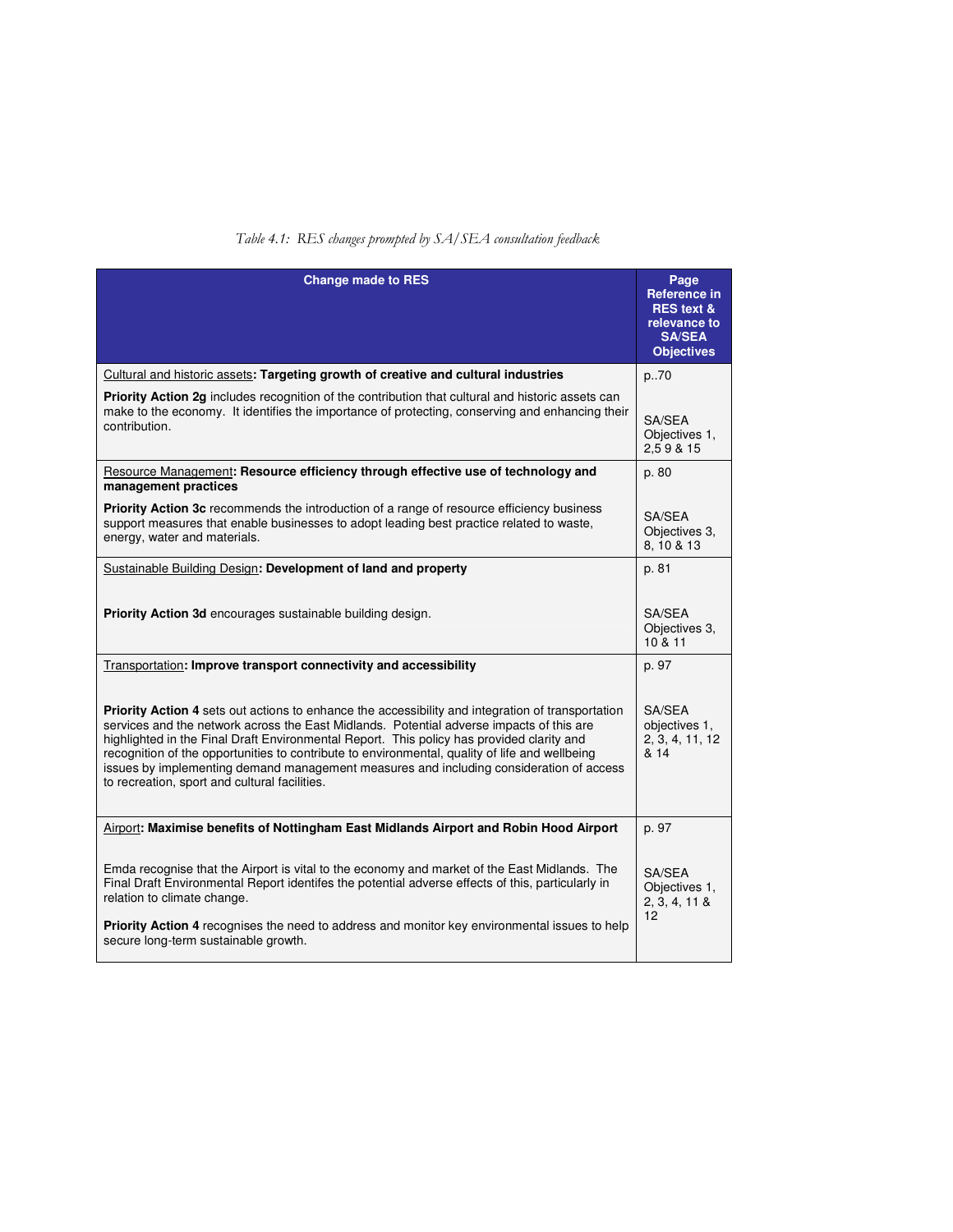*Table 4.1: RES changes prompted by SA/SEA consultation feedback*

| Change made to RES | Page Reference in RES text & relevance to SA/SEA Objectives |
|---|---|
| Cultural and historic assets: **Targeting growth of creative and cultural industries**<br><br>**Priority Action 2g** includes recognition of the contribution that cultural and historic assets can make to the economy. It identifies the importance of protecting, conserving and enhancing their contribution. | p..70<br><br>SA/SEA Objectives 1, 2,5 9 & 15 |
| Resource Management: **Resource efficiency through effective use of technology and management practices**<br><br>**Priority Action 3c** recommends the introduction of a range of resource efficiency business support measures that enable businesses to adopt leading best practice related to waste, energy, water and materials. | p. 80<br><br>SA/SEA Objectives 3, 8, 10 & 13 |
| Sustainable Building Design: **Development of land and property**<br><br>**Priority Action 3d** encourages sustainable building design. | p. 81<br><br>SA/SEA Objectives 3, 10 & 11 |
| Transportation: **Improve transport connectivity and accessibility**<br><br>**Priority Action 4** sets out actions to enhance the accessibility and integration of transportation services and the network across the East Midlands. Potential adverse impacts of this are highlighted in the Final Draft Environmental Report. This policy has provided clarity and recognition of the opportunities to contribute to environmental, quality of life and wellbeing issues by implementing demand management measures and including consideration of access to recreation, sport and cultural facilities. | p. 97<br><br>SA/SEA objectives 1, 2, 3, 4, 11, 12 & 14 |
| Airport: **Maximise benefits of Nottingham East Midlands Airport and Robin Hood Airport**<br><br>Emda recognise that the Airport is vital to the economy and market of the East Midlands. The Final Draft Environmental Report identifes the potential adverse effects of this, particularly in relation to climate change.<br><br>**Priority Action 4** recognises the need to address and monitor key environmental issues to help secure long-term sustainable growth. | p. 97<br><br>SA/SEA Objectives 1, 2, 3, 4, 11 & 12 |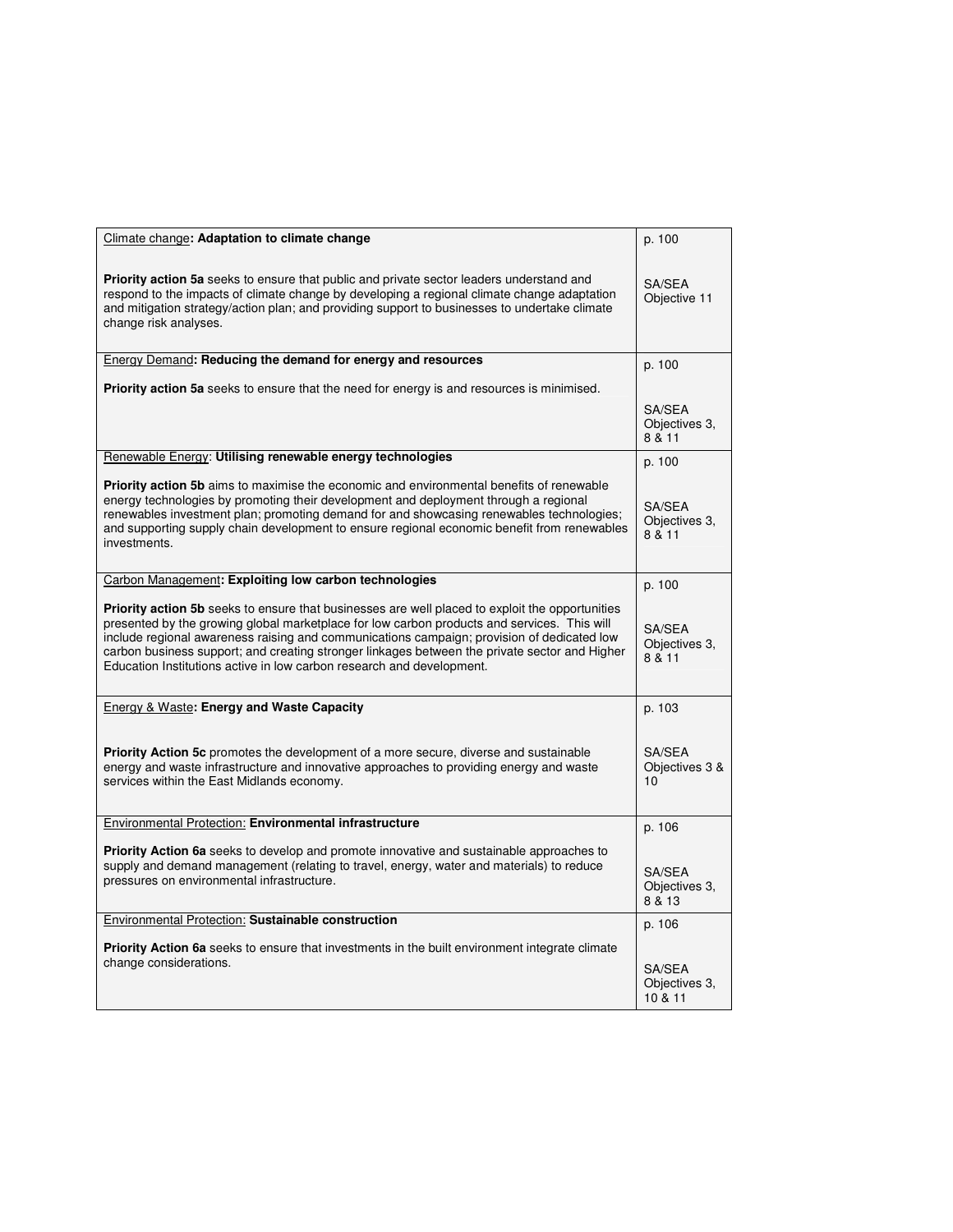| | |
|---|---|
| Climate change**: Adaptation to climate change**<br><br>**Priority action 5a** seeks to ensure that public and private sector leaders understand and respond to the impacts of climate change by developing a regional climate change adaptation and mitigation strategy/action plan; and providing support to businesses to undertake climate change risk analyses. | p. 100<br><br>SA/SEA Objective 11 |
| Energy Demand**: Reducing the demand for energy and resources**<br><br>**Priority action 5a** seeks to ensure that the need for energy is and resources is minimised. | p. 100<br><br>SA/SEA Objectives 3, 8 & 11 |
| Renewable Energy: **Utilising renewable energy technologies**<br><br>**Priority action 5b** aims to maximise the economic and environmental benefits of renewable energy technologies by promoting their development and deployment through a regional renewables investment plan; promoting demand for and showcasing renewables technologies; and supporting supply chain development to ensure regional economic benefit from renewables investments. | p. 100<br><br>SA/SEA Objectives 3, 8 & 11 |
| Carbon Management**: Exploiting low carbon technologies**<br><br>**Priority action 5b** seeks to ensure that businesses are well placed to exploit the opportunities presented by the growing global marketplace for low carbon products and services. This will include regional awareness raising and communications campaign; provision of dedicated low carbon business support; and creating stronger linkages between the private sector and Higher Education Institutions active in low carbon research and development. | p. 100<br><br>SA/SEA Objectives 3, 8 & 11 |
| Energy & Waste**: Energy and Waste Capacity**<br><br>**Priority Action 5c** promotes the development of a more secure, diverse and sustainable energy and waste infrastructure and innovative approaches to providing energy and waste services within the East Midlands economy. | p. 103<br><br>SA/SEA Objectives 3 & 10 |
| Environmental Protection: **Environmental infrastructure**<br><br>**Priority Action 6a** seeks to develop and promote innovative and sustainable approaches to supply and demand management (relating to travel, energy, water and materials) to reduce pressures on environmental infrastructure. | p. 106<br><br>SA/SEA Objectives 3, 8 & 13 |
| Environmental Protection: **Sustainable construction**<br><br>**Priority Action 6a** seeks to ensure that investments in the built environment integrate climate change considerations. | p. 106<br><br>SA/SEA Objectives 3, 10 & 11 |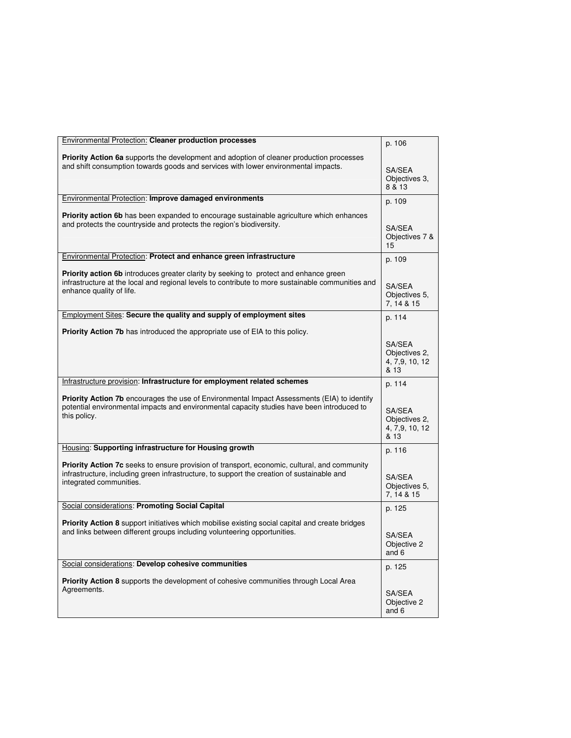| | |
|---|---|
| <u>Environmental Protection:</u> **Cleaner production processes**<br><br>**Priority Action 6a** supports the development and adoption of cleaner production processes and shift consumption towards goods and services with lower environmental impacts. | p. 106<br><br>SA/SEA Objectives 3, 8 & 13 |
| <u>Environmental Protection</u>: **Improve damaged environments**<br><br>**Priority action 6b** has been expanded to encourage sustainable agriculture which enhances and protects the countryside and protects the region's biodiversity. | p. 109<br><br>SA/SEA Objectives 7 & 15 |
| <u>Environmental Protection</u>: **Protect and enhance green infrastructure**<br><br>**Priority action 6b** introduces greater clarity by seeking to protect and enhance green infrastructure at the local and regional levels to contribute to more sustainable communities and enhance quality of life. | p. 109<br><br>SA/SEA Objectives 5, 7, 14 & 15 |
| <u>Employment Sites</u>: **Secure the quality and supply of employment sites**<br><br>**Priority Action 7b** has introduced the appropriate use of EIA to this policy. | p. 114<br><br>SA/SEA Objectives 2, 4, 7,9, 10, 12 & 13 |
| <u>Infrastructure provision</u>: **Infrastructure for employment related schemes**<br><br>**Priority Action 7b** encourages the use of Environmental Impact Assessments (EIA) to identify potential environmental impacts and environmental capacity studies have been introduced to this policy. | p. 114<br><br>SA/SEA Objectives 2, 4, 7,9, 10, 12 & 13 |
| <u>Housing</u>: **Supporting infrastructure for Housing growth**<br><br>**Priority Action 7c** seeks to ensure provision of transport, economic, cultural, and community infrastructure, including green infrastructure, to support the creation of sustainable and integrated communities. | p. 116<br><br>SA/SEA Objectives 5, 7, 14 & 15 |
| <u>Social considerations</u>: **Promoting Social Capital**<br><br>**Priority Action 8** support initiatives which mobilise existing social capital and create bridges and links between different groups including volunteering opportunities. | p. 125<br><br>SA/SEA Objective 2 and 6 |
| <u>Social considerations</u>: **Develop cohesive communities**<br><br>**Priority Action 8** supports the development of cohesive communities through Local Area Agreements. | p. 125<br><br>SA/SEA Objective 2 and 6 |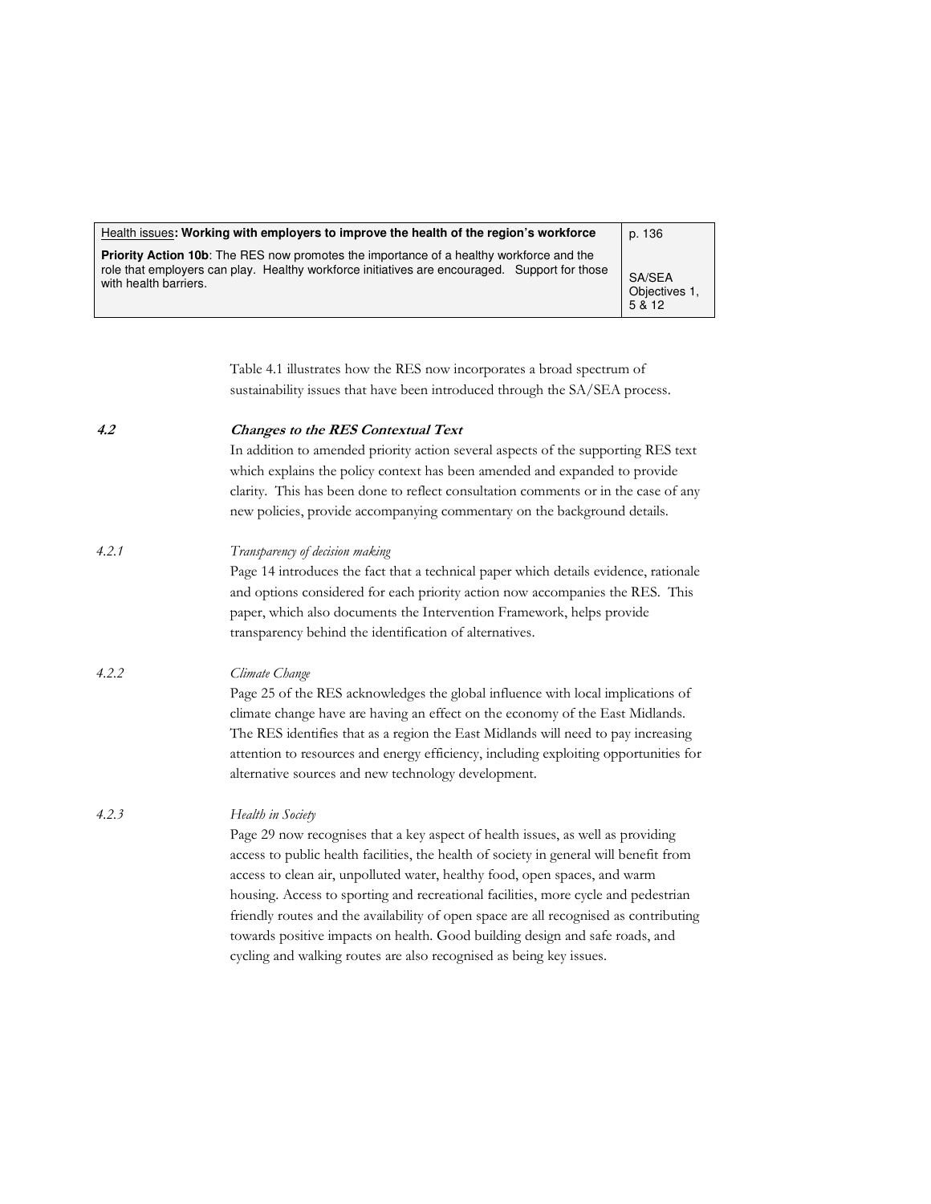| Health issues: **Working with employers to improve the health of the region's workforce** | p. 136 |
|---|---|
| **Priority Action 10b**: The RES now promotes the importance of a healthy workforce and the role that employers can play. Healthy workforce initiatives are encouraged. Support for those with health barriers. | SA/SEA Objectives 1, 5 & 12 |

Table 4.1 illustrates how the RES now incorporates a broad spectrum of sustainability issues that have been introduced through the SA/SEA process.

### 4.2 *Changes to the RES Contextual Text*

In addition to amended priority action several aspects of the supporting RES text which explains the policy context has been amended and expanded to provide clarity. This has been done to reflect consultation comments or in the case of any new policies, provide accompanying commentary on the background details.

#### 4.2.1 *Transparency of decision making*

Page 14 introduces the fact that a technical paper which details evidence, rationale and options considered for each priority action now accompanies the RES. This paper, which also documents the Intervention Framework, helps provide transparency behind the identification of alternatives.

#### 4.2.2 *Climate Change*

Page 25 of the RES acknowledges the global influence with local implications of climate change have are having an effect on the economy of the East Midlands. The RES identifies that as a region the East Midlands will need to pay increasing attention to resources and energy efficiency, including exploiting opportunities for alternative sources and new technology development.

#### 4.2.3 *Health in Society*

Page 29 now recognises that a key aspect of health issues, as well as providing access to public health facilities, the health of society in general will benefit from access to clean air, unpolluted water, healthy food, open spaces, and warm housing. Access to sporting and recreational facilities, more cycle and pedestrian friendly routes and the availability of open space are all recognised as contributing towards positive impacts on health. Good building design and safe roads, and cycling and walking routes are also recognised as being key issues.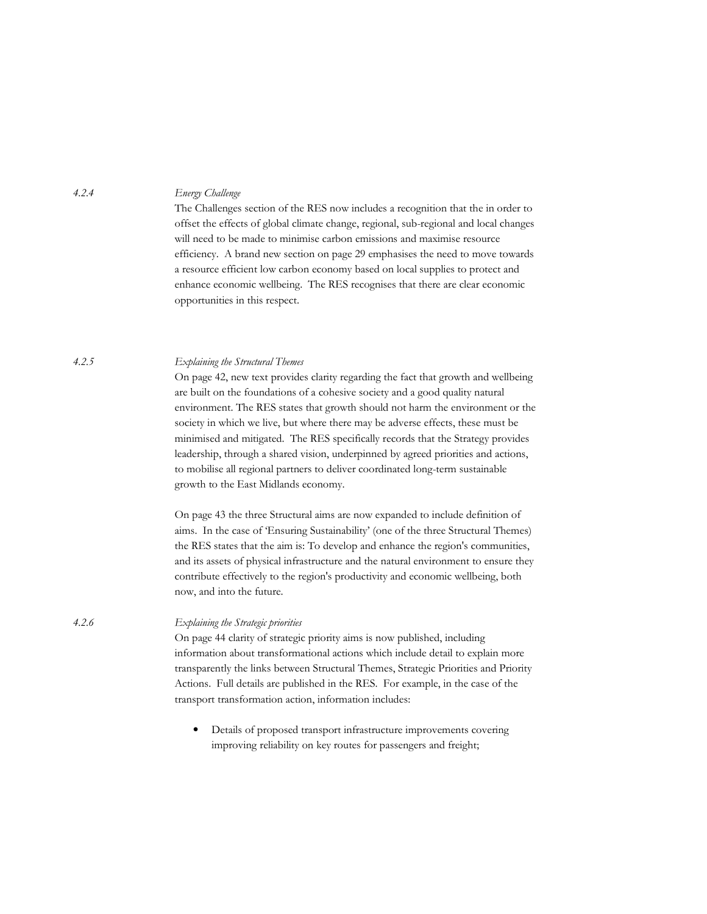*4.2.4* *Energy Challenge*

The Challenges section of the RES now includes a recognition that the in order to offset the effects of global climate change, regional, sub-regional and local changes will need to be made to minimise carbon emissions and maximise resource efficiency. A brand new section on page 29 emphasises the need to move towards a resource efficient low carbon economy based on local supplies to protect and enhance economic wellbeing. The RES recognises that there are clear economic opportunities in this respect.

*4.2.5* *Explaining the Structural Themes*

On page 42, new text provides clarity regarding the fact that growth and wellbeing are built on the foundations of a cohesive society and a good quality natural environment. The RES states that growth should not harm the environment or the society in which we live, but where there may be adverse effects, these must be minimised and mitigated. The RES specifically records that the Strategy provides leadership, through a shared vision, underpinned by agreed priorities and actions, to mobilise all regional partners to deliver coordinated long-term sustainable growth to the East Midlands economy.

On page 43 the three Structural aims are now expanded to include definition of aims. In the case of 'Ensuring Sustainability' (one of the three Structural Themes) the RES states that the aim is: To develop and enhance the region's communities, and its assets of physical infrastructure and the natural environment to ensure they contribute effectively to the region's productivity and economic wellbeing, both now, and into the future.

*4.2.6* *Explaining the Strategic priorities*

On page 44 clarity of strategic priority aims is now published, including information about transformational actions which include detail to explain more transparently the links between Structural Themes, Strategic Priorities and Priority Actions. Full details are published in the RES. For example, in the case of the transport transformation action, information includes:

- Details of proposed transport infrastructure improvements covering improving reliability on key routes for passengers and freight;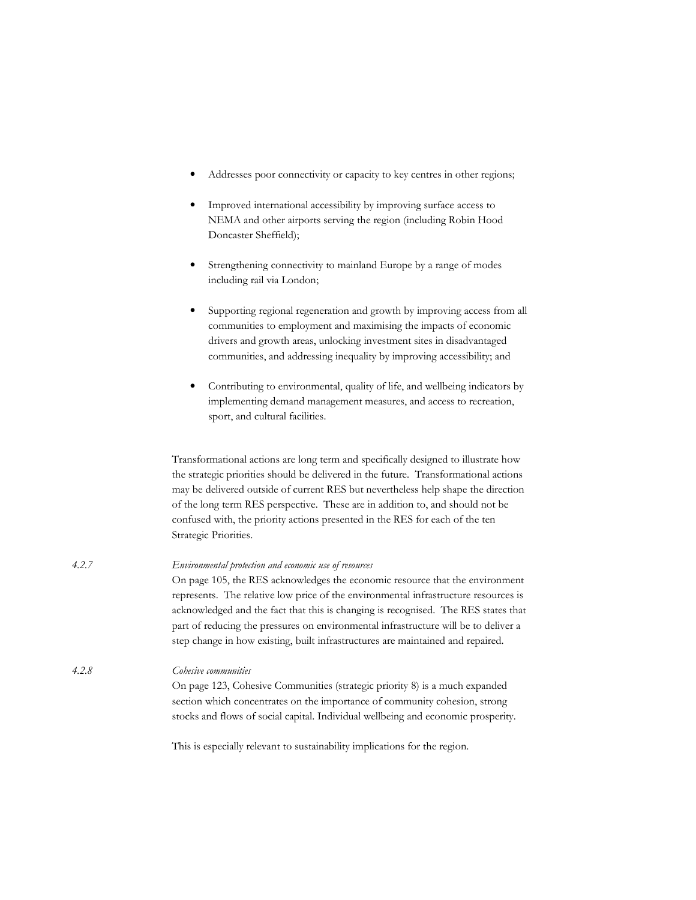- Addresses poor connectivity or capacity to key centres in other regions;
- Improved international accessibility by improving surface access to NEMA and other airports serving the region (including Robin Hood Doncaster Sheffield);
- Strengthening connectivity to mainland Europe by a range of modes including rail via London;
- Supporting regional regeneration and growth by improving access from all communities to employment and maximising the impacts of economic drivers and growth areas, unlocking investment sites in disadvantaged communities, and addressing inequality by improving accessibility; and
- Contributing to environmental, quality of life, and wellbeing indicators by implementing demand management measures, and access to recreation, sport, and cultural facilities.

Transformational actions are long term and specifically designed to illustrate how the strategic priorities should be delivered in the future. Transformational actions may be delivered outside of current RES but nevertheless help shape the direction of the long term RES perspective. These are in addition to, and should not be confused with, the priority actions presented in the RES for each of the ten Strategic Priorities.

4.2.7 *Environmental protection and economic use of resources*

On page 105, the RES acknowledges the economic resource that the environment represents. The relative low price of the environmental infrastructure resources is acknowledged and the fact that this is changing is recognised. The RES states that part of reducing the pressures on environmental infrastructure will be to deliver a step change in how existing, built infrastructures are maintained and repaired.

4.2.8 *Cohesive communities*

On page 123, Cohesive Communities (strategic priority 8) is a much expanded section which concentrates on the importance of community cohesion, strong stocks and flows of social capital. Individual wellbeing and economic prosperity.

This is especially relevant to sustainability implications for the region.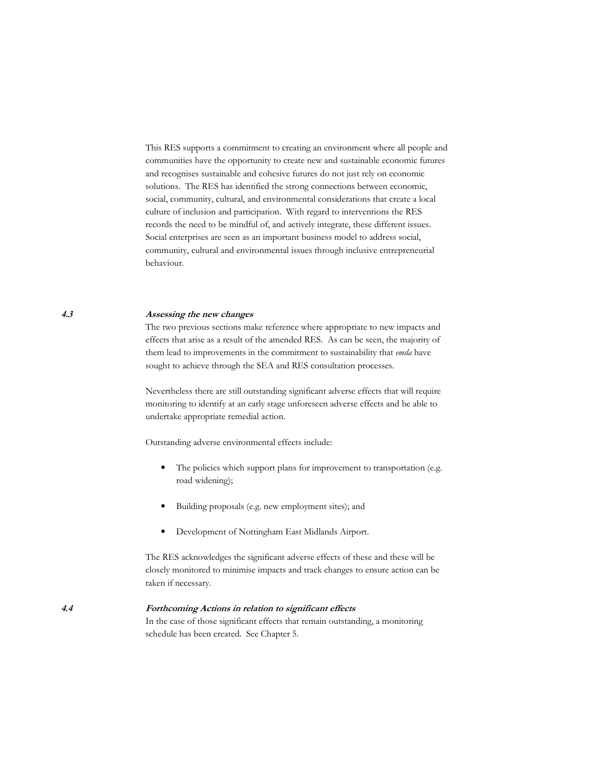This RES supports a commitment to creating an environment where all people and communities have the opportunity to create new and sustainable economic futures and recognises sustainable and cohesive futures do not just rely on economic solutions. The RES has identified the strong connections between economic, social, community, cultural, and environmental considerations that create a local culture of inclusion and participation. With regard to interventions the RES records the need to be mindful of, and actively integrate, these different issues. Social enterprises are seen as an important business model to address social, community, cultural and environmental issues through inclusive entrepreneurial behaviour.

### *4.3 Assessing the new changes*

The two previous sections make reference where appropriate to new impacts and effects that arise as a result of the amended RES. As can be seen, the majority of them lead to improvements in the commitment to sustainability that *emda* have sought to achieve through the SEA and RES consultation processes.

Nevertheless there are still outstanding significant adverse effects that will require monitoring to identify at an early stage unforeseen adverse effects and be able to undertake appropriate remedial action.

Outstanding adverse environmental effects include:

- The policies which support plans for improvement to transportation (e.g. road widening);
- Building proposals (e.g. new employment sites); and
- Development of Nottingham East Midlands Airport.

The RES acknowledges the significant adverse effects of these and these will be closely monitored to minimise impacts and track changes to ensure action can be taken if necessary.

### *4.4 Forthcoming Actions in relation to significant effects*

In the case of those significant effects that remain outstanding, a monitoring schedule has been created. See Chapter 5.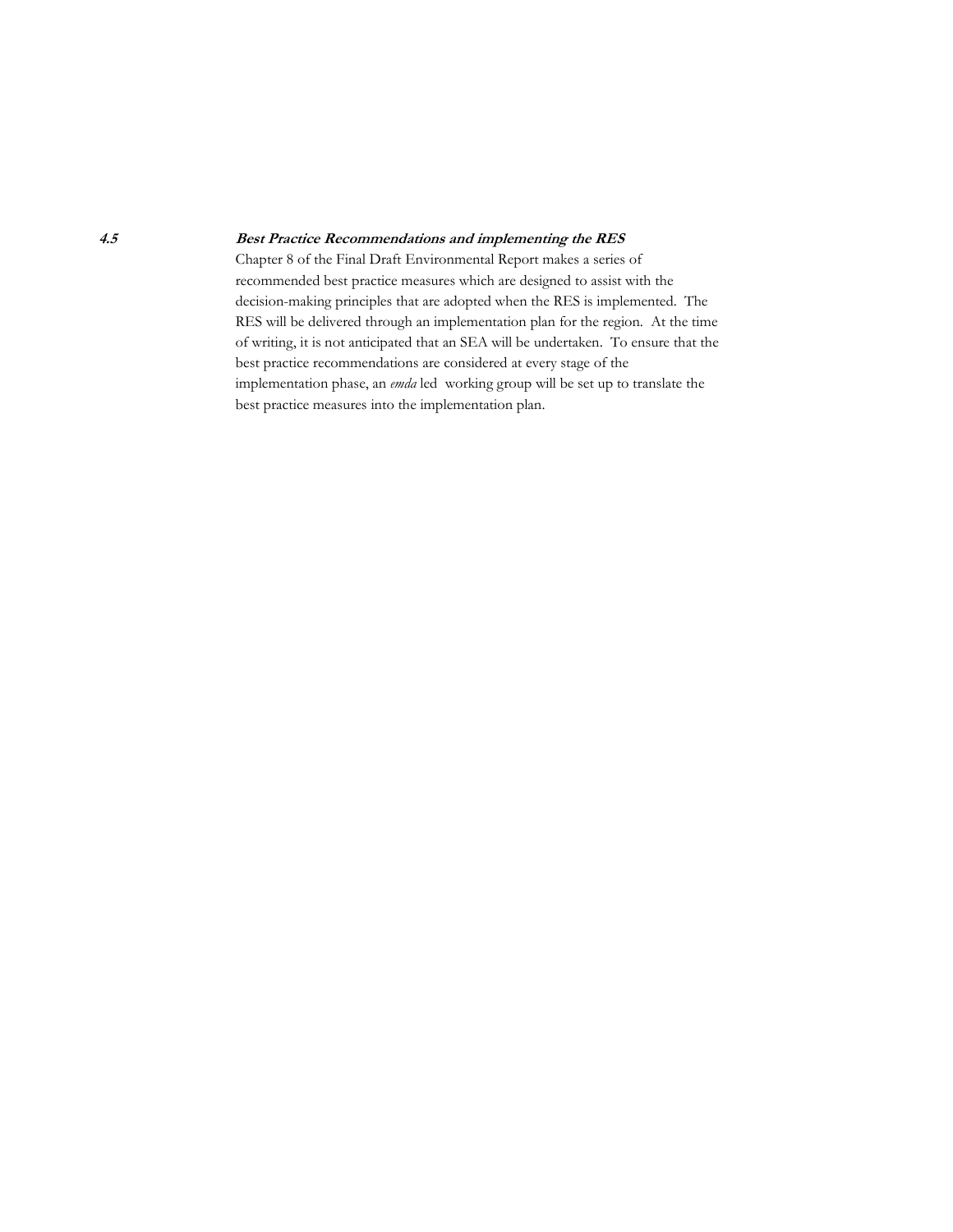### 4.5 *Best Practice Recommendations and implementing the RES*

Chapter 8 of the Final Draft Environmental Report makes a series of recommended best practice measures which are designed to assist with the decision-making principles that are adopted when the RES is implemented. The RES will be delivered through an implementation plan for the region. At the time of writing, it is not anticipated that an SEA will be undertaken. To ensure that the best practice recommendations are considered at every stage of the implementation phase, an *emda* led working group will be set up to translate the best practice measures into the implementation plan.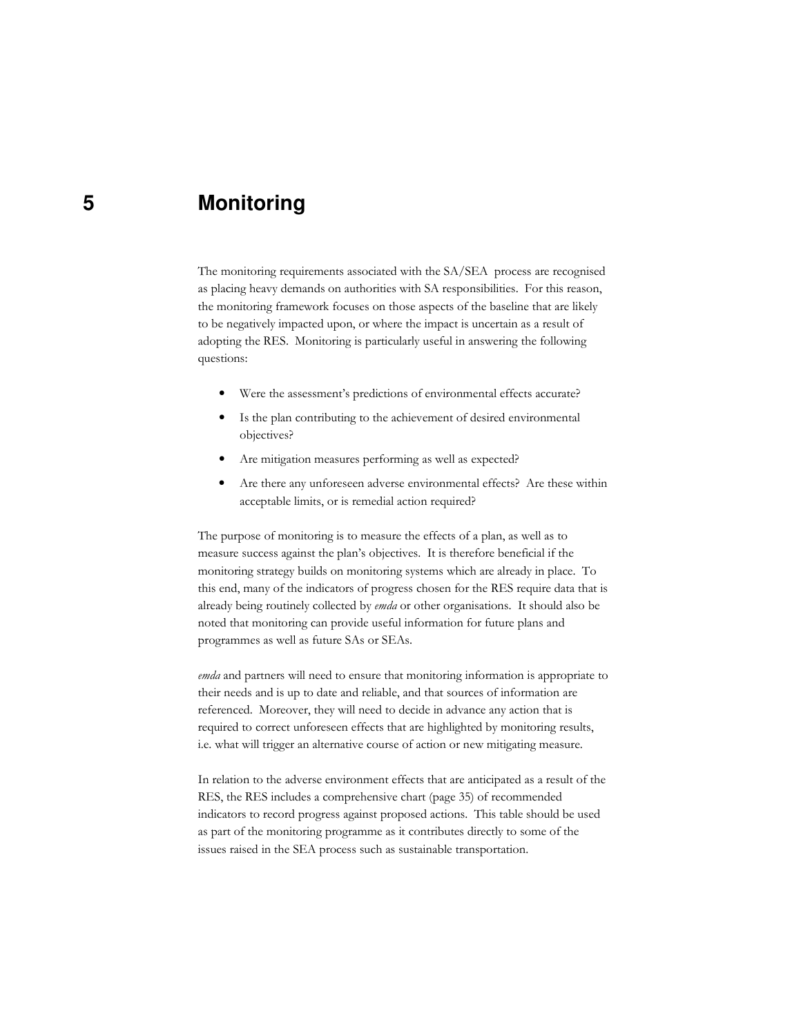# 5 Monitoring

The monitoring requirements associated with the SA/SEA process are recognised as placing heavy demands on authorities with SA responsibilities. For this reason, the monitoring framework focuses on those aspects of the baseline that are likely to be negatively impacted upon, or where the impact is uncertain as a result of adopting the RES. Monitoring is particularly useful in answering the following questions:

- Were the assessment's predictions of environmental effects accurate?
- Is the plan contributing to the achievement of desired environmental objectives?
- Are mitigation measures performing as well as expected?
- Are there any unforeseen adverse environmental effects? Are these within acceptable limits, or is remedial action required?

The purpose of monitoring is to measure the effects of a plan, as well as to measure success against the plan's objectives. It is therefore beneficial if the monitoring strategy builds on monitoring systems which are already in place. To this end, many of the indicators of progress chosen for the RES require data that is already being routinely collected by *emda* or other organisations. It should also be noted that monitoring can provide useful information for future plans and programmes as well as future SAs or SEAs.

*emda* and partners will need to ensure that monitoring information is appropriate to their needs and is up to date and reliable, and that sources of information are referenced. Moreover, they will need to decide in advance any action that is required to correct unforeseen effects that are highlighted by monitoring results, i.e. what will trigger an alternative course of action or new mitigating measure.

In relation to the adverse environment effects that are anticipated as a result of the RES, the RES includes a comprehensive chart (page 35) of recommended indicators to record progress against proposed actions. This table should be used as part of the monitoring programme as it contributes directly to some of the issues raised in the SEA process such as sustainable transportation.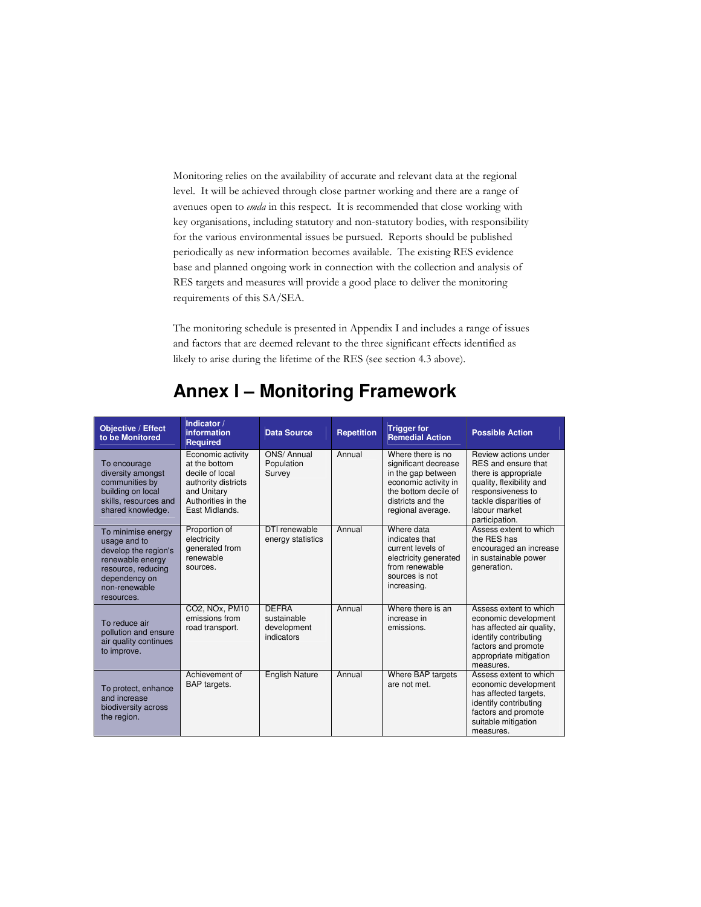Monitoring relies on the availability of accurate and relevant data at the regional level. It will be achieved through close partner working and there are a range of avenues open to *emda* in this respect. It is recommended that close working with key organisations, including statutory and non-statutory bodies, with responsibility for the various environmental issues be pursued. Reports should be published periodically as new information becomes available. The existing RES evidence base and planned ongoing work in connection with the collection and analysis of RES targets and measures will provide a good place to deliver the monitoring requirements of this SA/SEA.

The monitoring schedule is presented in Appendix I and includes a range of issues and factors that are deemed relevant to the three significant effects identified as likely to arise during the lifetime of the RES (see section 4.3 above).

# Annex I – Monitoring Framework

| Objective / Effect to be Monitored | Indicator / information Required | Data Source | Repetition | Trigger for Remedial Action | Possible Action |
|---|---|---|---|---|---|
| To encourage diversity amongst communities by building on local skills, resources and shared knowledge. | Economic activity at the bottom decile of local authority districts and Unitary Authorities in the East Midlands. | ONS/ Annual Population Survey | Annual | Where there is no significant decrease in the gap between economic activity in the bottom decile of districts and the regional average. | Review actions under RES and ensure that there is appropriate quality, flexibility and responsiveness to tackle disparities of labour market participation. |
| To minimise energy usage and to develop the region's renewable energy resource, reducing dependency on non-renewable resources. | Proportion of electricity generated from renewable sources. | DTI renewable energy statistics | Annual | Where data indicates that current levels of electricity generated from renewable sources is not increasing. | Assess extent to which the RES has encouraged an increase in sustainable power generation. |
| To reduce air pollution and ensure air quality continues to improve. | $CO_2$, $NO_x$, $PM_{10}$ emissions from road transport. | DEFRA sustainable development indicators | Annual | Where there is an increase in emissions. | Assess extent to which economic development has affected air quality, identify contributing factors and promote appropriate mitigation measures. |
| To protect, enhance and increase biodiversity across the region. | Achievement of BAP targets. | English Nature | Annual | Where BAP targets are not met. | Assess extent to which economic development has affected targets, identify contributing factors and promote suitable mitigation measures. |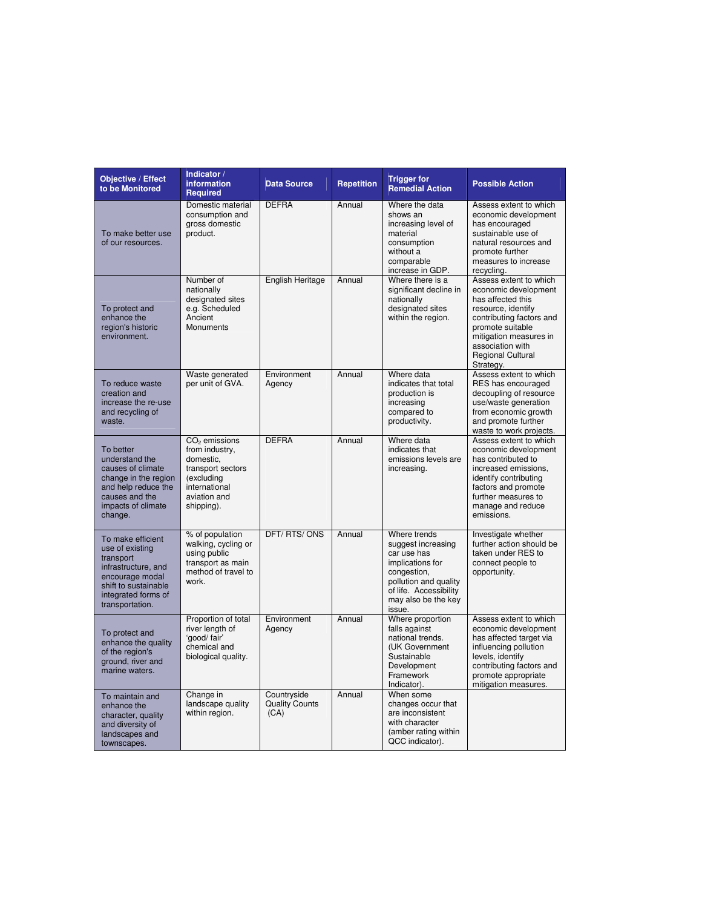| Objective / Effect to be Monitored | Indicator / information Required | Data Source | Repetition | Trigger for Remedial Action | Possible Action |
|---|---|---|---|---|---|
| To make better use of our resources. | Domestic material consumption and gross domestic product. | DEFRA | Annual | Where the data shows an increasing level of material consumption without a comparable increase in GDP. | Assess extent to which economic development has encouraged sustainable use of natural resources and promote further measures to increase recycling. |
| To protect and enhance the region's historic environment. | Number of nationally designated sites e.g. Scheduled Ancient Monuments | English Heritage | Annual | Where there is a significant decline in nationally designated sites within the region. | Assess extent to which economic development has affected this resource, identify contributing factors and promote suitable mitigation measures in association with Regional Cultural Strategy. |
| To reduce waste creation and increase the re-use and recycling of waste. | Waste generated per unit of GVA. | Environment Agency | Annual | Where data indicates that total production is increasing compared to productivity. | Assess extent to which RES has encouraged decoupling of resource use/waste generation from economic growth and promote further waste to work projects. |
| To better understand the causes of climate change in the region and help reduce the causes and the impacts of climate change. | $CO_2$ emissions from industry, domestic, transport sectors (excluding international aviation and shipping). | DEFRA | Annual | Where data indicates that emissions levels are increasing. | Assess extent to which economic development has contributed to increased emissions, identify contributing factors and promote further measures to manage and reduce emissions. |
| To make efficient use of existing transport infrastructure, and encourage modal shift to sustainable integrated forms of transportation. | % of population walking, cycling or using public transport as main method of travel to work. | DFT/ RTS/ ONS | Annual | Where trends suggest increasing car use has implications for congestion, pollution and quality of life. Accessibility may also be the key issue. | Investigate whether further action should be taken under RES to connect people to opportunity. |
| To protect and enhance the quality of the region's ground, river and marine waters. | Proportion of total river length of 'good/ fair' chemical and biological quality. | Environment Agency | Annual | Where proportion falls against national trends. (UK Government Sustainable Development Framework Indicator). | Assess extent to which economic development has affected target via influencing pollution levels, identify contributing factors and promote appropriate mitigation measures. |
| To maintain and enhance the character, quality and diversity of landscapes and townscapes. | Change in landscape quality within region. | Countryside Quality Counts (CA) | Annual | When some changes occur that are inconsistent with character (amber rating within QCC indicator). | |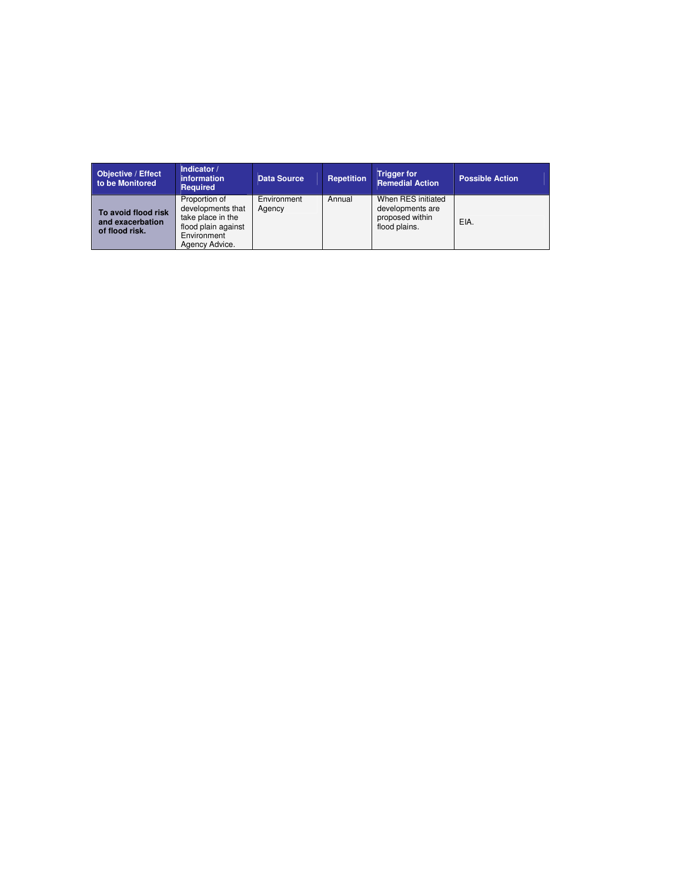| Objective / Effect to be Monitored | Indicator / information Required | Data Source | Repetition | Trigger for Remedial Action | Possible Action |
|---|---|---|---|---|---|
| **To avoid flood risk and exacerbation of flood risk.** | Proportion of developments that take place in the flood plain against Environment Agency Advice. | Environment Agency | Annual | When RES initiated developments are proposed within flood plains. | EIA. |